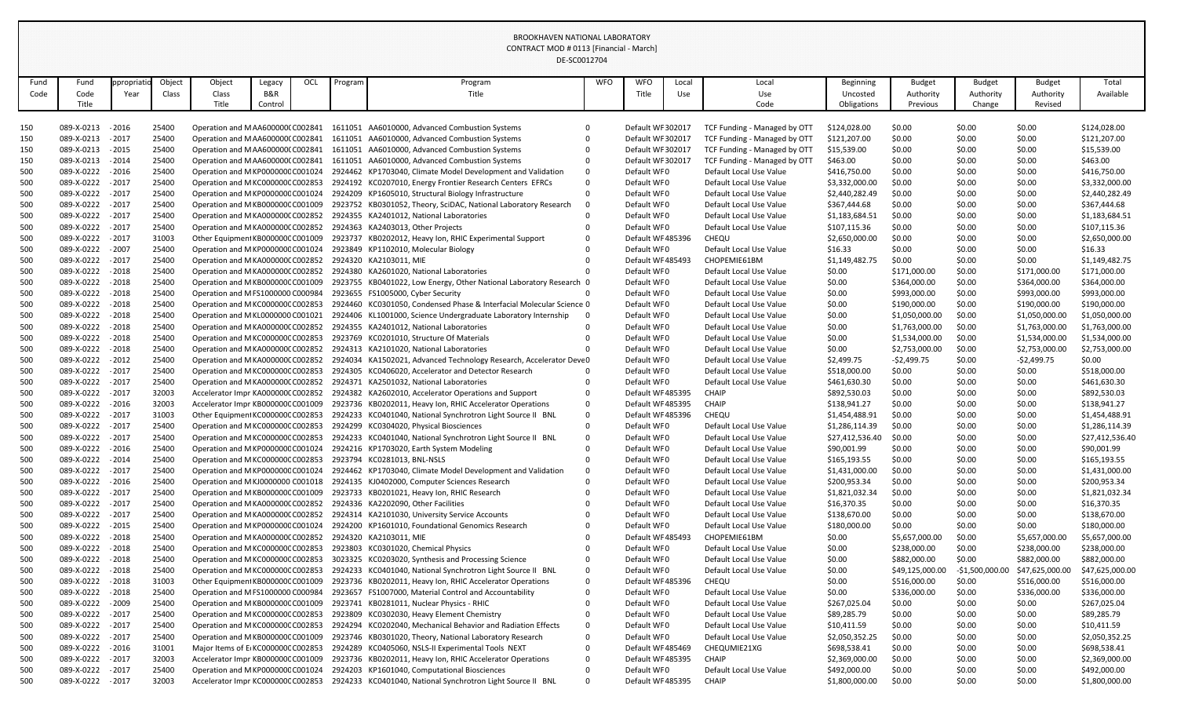BROOKHAVEN NATIONAL LABORATORY
CONTRACT MOD # 0113 [Financial - March]
DE-SC0012704

| Fund Code | Fund Code Title | ppropriatio Year | Object Class | Object Class Title | Legacy B&R Control | OCL | Program | Program Title | WFO | WFO Title | Local Use | Local Use Code | Beginning Uncosted Obligations | Budget Authority Previous | Budget Authority Change | Budget Authority Revised | Total Available |
|---|---|---|---|---|---|---|---|---|---|---|---|---|---|---|---|---|---|
| 150 | 089-X-0213 | - 2016 | 25400 | Operation and MAA600000C | | C002841 | 1611051 | AA6010000, Advanced Combustion Systems | 0 | Default WF | 302017 | TCF Funding - Managed by OTT | $124,028.00 | $0.00 | $0.00 | $0.00 | $124,028.00 |
| 150 | 089-X-0213 | - 2017 | 25400 | Operation and MAA600000C | | C002841 | 1611051 | AA6010000, Advanced Combustion Systems | 0 | Default WF | 302017 | TCF Funding - Managed by OTT | $121,207.00 | $0.00 | $0.00 | $0.00 | $121,207.00 |
| 150 | 089-X-0213 | - 2015 | 25400 | Operation and MAA600000C | | C002841 | 1611051 | AA6010000, Advanced Combustion Systems | 0 | Default WF | 302017 | TCF Funding - Managed by OTT | $15,539.00 | $0.00 | $0.00 | $0.00 | $15,539.00 |
| 150 | 089-X-0213 | - 2014 | 25400 | Operation and MAA600000C | | C002841 | 1611051 | AA6010000, Advanced Combustion Systems | 0 | Default WF | 302017 | TCF Funding - Managed by OTT | $463.00 | $0.00 | $0.00 | $0.00 | $463.00 |
| 500 | 089-X-0222 | - 2016 | 25400 | Operation and MKP000000C | | C001024 | 2924462 | KP1703040, Climate Model Development and Validation | 0 | Default WF | 0 | Default Local Use Value | $416,750.00 | $0.00 | $0.00 | $0.00 | $416,750.00 |
| 500 | 089-X-0222 | - 2017 | 25400 | Operation and MKC000000C | | C002853 | 2924192 | KC0207010, Energy Frontier Research Centers EFRCs | 0 | Default WF | 0 | Default Local Use Value | $3,332,000.00 | $0.00 | $0.00 | $0.00 | $3,332,000.00 |
| 500 | 089-X-0222 | - 2017 | 25400 | Operation and MKP000000C | | C001024 | 2924209 | KP1605010, Structural Biology Infrastructure | 0 | Default WF | 0 | Default Local Use Value | $2,440,282.49 | $0.00 | $0.00 | $0.00 | $2,440,282.49 |
| 500 | 089-X-0222 | - 2017 | 25400 | Operation and MKB000000C | | C001009 | 2923752 | KB0301052, Theory, SciDAC, National Laboratory Research | 0 | Default WF | 0 | Default Local Use Value | $367,444.68 | $0.00 | $0.00 | $0.00 | $367,444.68 |
| 500 | 089-X-0222 | - 2017 | 25400 | Operation and MKA000000C | | C002852 | 2924355 | KA2401012, National Laboratories | 0 | Default WF | 0 | Default Local Use Value | $1,183,684.51 | $0.00 | $0.00 | $0.00 | $1,183,684.51 |
| 500 | 089-X-0222 | - 2017 | 25400 | Operation and MKA000000C | | C002852 | 2924363 | KA2403013, Other Projects | 0 | Default WF | 0 | Default Local Use Value | $107,115.36 | $0.00 | $0.00 | $0.00 | $107,115.36 |
| 500 | 089-X-0222 | - 2017 | 31003 | Other Equipment KB000000C | | C001009 | 2923737 | KB0202012, Heavy Ion, RHIC Experimental Support | 0 | Default WF | 485396 | CHEQU | $2,650,000.00 | $0.00 | $0.00 | $0.00 | $2,650,000.00 |
| 500 | 089-X-0222 | - 2007 | 25400 | Operation and MKP000000C | | C001024 | 2923849 | KP1102010, Molecular Biology | 0 | Default WF | 0 | Default Local Use Value | $16.33 | $0.00 | $0.00 | $0.00 | $16.33 |
| 500 | 089-X-0222 | - 2017 | 25400 | Operation and MKA000000C | | C002852 | 2924320 | KA2103011, MIE | 0 | Default WF | 485493 | CHOPEMIE61BM | $1,149,482.75 | $0.00 | $0.00 | $0.00 | $1,149,482.75 |
| 500 | 089-X-0222 | - 2018 | 25400 | Operation and MKA000000C | | C002852 | 2924380 | KA2601020, National Laboratories | 0 | Default WF | 0 | Default Local Use Value | $0.00 | $171,000.00 | $0.00 | $171,000.00 | $171,000.00 |
| 500 | 089-X-0222 | - 2018 | 25400 | Operation and MKB000000C | | C001009 | 2923755 | KB0401022, Low Energy, Other National Laboratory Research | 0 | Default WF | 0 | Default Local Use Value | $0.00 | $364,000.00 | $0.00 | $364,000.00 | $364,000.00 |
| 500 | 089-X-0222 | - 2018 | 25400 | Operation and MFS1000000 | | C000984 | 2923655 | FS1005000, Cyber Security | 0 | Default WF | 0 | Default Local Use Value | $0.00 | $993,000.00 | $0.00 | $993,000.00 | $993,000.00 |
| 500 | 089-X-0222 | - 2018 | 25400 | Operation and MKC000000C | | C002853 | 2924460 | KC0301050, Condensed Phase & Interfacial Molecular Science | 0 | Default WF | 0 | Default Local Use Value | $0.00 | $190,000.00 | $0.00 | $190,000.00 | $190,000.00 |
| 500 | 089-X-0222 | - 2018 | 25400 | Operation and MKL000000C | | C001021 | 2924406 | KL1001000, Science Undergraduate Laboratory Internship | 0 | Default WF | 0 | Default Local Use Value | $0.00 | $1,050,000.00 | $0.00 | $1,050,000.00 | $1,050,000.00 |
| 500 | 089-X-0222 | - 2018 | 25400 | Operation and MKA000000C | | C002852 | 2924355 | KA2401012, National Laboratories | 0 | Default WF | 0 | Default Local Use Value | $0.00 | $1,763,000.00 | $0.00 | $1,763,000.00 | $1,763,000.00 |
| 500 | 089-X-0222 | - 2018 | 25400 | Operation and MKC000000C | | C002853 | 2923769 | KC0201010, Structure Of Materials | 0 | Default WF | 0 | Default Local Use Value | $0.00 | $1,534,000.00 | $0.00 | $1,534,000.00 | $1,534,000.00 |
| 500 | 089-X-0222 | - 2018 | 25400 | Operation and MKA000000C | | C002852 | 2924313 | KA2101020, National Laboratories | 0 | Default WF | 0 | Default Local Use Value | $0.00 | $2,753,000.00 | $0.00 | $2,753,000.00 | $2,753,000.00 |
| 500 | 089-X-0222 | - 2012 | 25400 | Operation and MKA000000C | | C002852 | 2924034 | KA1502021, Advanced Technology Research, Accelerator Deve | 0 | Default WF | 0 | Default Local Use Value | $2,499.75 | -$2,499.75 | $0.00 | -$2,499.75 | $0.00 |
| 500 | 089-X-0222 | - 2017 | 25400 | Operation and MKC000000C | | C002853 | 2924305 | KC0406020, Accelerator and Detector Research | 0 | Default WF | 0 | Default Local Use Value | $518,000.00 | $0.00 | $0.00 | $0.00 | $518,000.00 |
| 500 | 089-X-0222 | - 2017 | 25400 | Operation and MKA000000C | | C002852 | 2924371 | KA2501032, National Laboratories | 0 | Default WF | 0 | Default Local Use Value | $461,630.30 | $0.00 | $0.00 | $0.00 | $461,630.30 |
| 500 | 089-X-0222 | - 2017 | 32003 | Accelerator Impr KA000000C | | C002852 | 2924382 | KA2602010, Accelerator Operations and Support | 0 | Default WF | 485395 | CHAIP | $892,530.03 | $0.00 | $0.00 | $0.00 | $892,530.03 |
| 500 | 089-X-0222 | - 2016 | 32003 | Accelerator Impr KB000000C | | C001009 | 2923736 | KB0202011, Heavy Ion, RHIC Accelerator Operations | 0 | Default WF | 485395 | CHAIP | $138,941.27 | $0.00 | $0.00 | $0.00 | $138,941.27 |
| 500 | 089-X-0222 | - 2017 | 31003 | Other Equipment KC000000C | | C002853 | 2924233 | KC0401040, National Synchrotron Light Source II BNL | 0 | Default WF | 485396 | CHEQU | $1,454,488.91 | $0.00 | $0.00 | $0.00 | $1,454,488.91 |
| 500 | 089-X-0222 | - 2017 | 25400 | Operation and MKC000000C | | C002853 | 2924299 | KC0304020, Physical Biosciences | 0 | Default WF | 0 | Default Local Use Value | $1,286,114.39 | $0.00 | $0.00 | $0.00 | $1,286,114.39 |
| 500 | 089-X-0222 | - 2017 | 25400 | Operation and MKC000000C | | C002853 | 2924233 | KC0401040, National Synchrotron Light Source II BNL | 0 | Default WF | 0 | Default Local Use Value | $27,412,536.40 | $0.00 | $0.00 | $0.00 | $27,412,536.40 |
| 500 | 089-X-0222 | - 2016 | 25400 | Operation and MKP000000C | | C001024 | 2924216 | KP1703020, Earth System Modeling | 0 | Default WF | 0 | Default Local Use Value | $90,001.99 | $0.00 | $0.00 | $0.00 | $90,001.99 |
| 500 | 089-X-0222 | - 2014 | 25400 | Operation and MKC000000C | | C002853 | 2923794 | KC0281013, BNL-NSLS | 0 | Default WF | 0 | Default Local Use Value | $165,193.55 | $0.00 | $0.00 | $0.00 | $165,193.55 |
| 500 | 089-X-0222 | - 2017 | 25400 | Operation and MKP000000C | | C001024 | 2924462 | KP1703040, Climate Model Development and Validation | 0 | Default WF | 0 | Default Local Use Value | $1,431,000.00 | $0.00 | $0.00 | $0.00 | $1,431,000.00 |
| 500 | 089-X-0222 | - 2016 | 25400 | Operation and MKJ000000C | | C001018 | 2924135 | KJ0402000, Computer Sciences Research | 0 | Default WF | 0 | Default Local Use Value | $200,953.34 | $0.00 | $0.00 | $0.00 | $200,953.34 |
| 500 | 089-X-0222 | - 2017 | 25400 | Operation and MKB000000C | | C001009 | 2923733 | KB0201021, Heavy Ion, RHIC Research | 0 | Default WF | 0 | Default Local Use Value | $1,821,032.34 | $0.00 | $0.00 | $0.00 | $1,821,032.34 |
| 500 | 089-X-0222 | - 2017 | 25400 | Operation and MKA000000C | | C002852 | 2924336 | KA2202090, Other Facilities | 0 | Default WF | 0 | Default Local Use Value | $16,370.35 | $0.00 | $0.00 | $0.00 | $16,370.35 |
| 500 | 089-X-0222 | - 2017 | 25400 | Operation and MKA000000C | | C002852 | 2924314 | KA2101030, University Service Accounts | 0 | Default WF | 0 | Default Local Use Value | $138,670.00 | $0.00 | $0.00 | $0.00 | $138,670.00 |
| 500 | 089-X-0222 | - 2015 | 25400 | Operation and MKP000000C | | C001024 | 2924200 | KP1601010, Foundational Genomics Research | 0 | Default WF | 0 | Default Local Use Value | $180,000.00 | $0.00 | $0.00 | $0.00 | $180,000.00 |
| 500 | 089-X-0222 | - 2018 | 25400 | Operation and MKA000000C | | C002852 | 2924320 | KA2103011, MIE | 0 | Default WF | 485493 | CHOPEMIE61BM | $0.00 | $5,657,000.00 | $0.00 | $5,657,000.00 | $5,657,000.00 |
| 500 | 089-X-0222 | - 2018 | 25400 | Operation and MKC000000C | | C002853 | 2923803 | KC0301020, Chemical Physics | 0 | Default WF | 0 | Default Local Use Value | $0.00 | $238,000.00 | $0.00 | $238,000.00 | $238,000.00 |
| 500 | 089-X-0222 | - 2018 | 25400 | Operation and MKC000000C | | C002853 | 3023325 | KC0203020, Synthesis and Processing Science | 0 | Default WF | 0 | Default Local Use Value | $0.00 | $882,000.00 | $0.00 | $882,000.00 | $882,000.00 |
| 500 | 089-X-0222 | - 2018 | 25400 | Operation and MKC000000C | | C002853 | 2924233 | KC0401040, National Synchrotron Light Source II BNL | 0 | Default WF | 0 | Default Local Use Value | $0.00 | $49,125,000.00 | -$1,500,000.00 | $47,625,000.00 | $47,625,000.00 |
| 500 | 089-X-0222 | - 2018 | 31003 | Other Equipment KB000000C | | C001009 | 2923736 | KB0202011, Heavy Ion, RHIC Accelerator Operations | 0 | Default WF | 485396 | CHEQU | $0.00 | $516,000.00 | $0.00 | $516,000.00 | $516,000.00 |
| 500 | 089-X-0222 | - 2018 | 25400 | Operation and MFS1000000 | | C000984 | 2923657 | FS1007000, Material Control and Accountability | 0 | Default WF | 0 | Default Local Use Value | $0.00 | $336,000.00 | $0.00 | $336,000.00 | $336,000.00 |
| 500 | 089-X-0222 | - 2009 | 25400 | Operation and MKB000000C | | C001009 | 2923741 | KB0281011, Nuclear Physics - RHIC | 0 | Default WF | 0 | Default Local Use Value | $267,025.04 | $0.00 | $0.00 | $0.00 | $267,025.04 |
| 500 | 089-X-0222 | - 2017 | 25400 | Operation and MKC000000C | | C002853 | 2923809 | KC0302030, Heavy Element Chemistry | 0 | Default WF | 0 | Default Local Use Value | $89,285.79 | $0.00 | $0.00 | $0.00 | $89,285.79 |
| 500 | 089-X-0222 | - 2017 | 25400 | Operation and MKC000000C | | C002853 | 2924294 | KC0202040, Mechanical Behavior and Radiation Effects | 0 | Default WF | 0 | Default Local Use Value | $10,411.59 | $0.00 | $0.00 | $0.00 | $10,411.59 |
| 500 | 089-X-0222 | - 2017 | 25400 | Operation and MKB000000C | | C001009 | 2923746 | KB0301020, Theory, National Laboratory Research | 0 | Default WF | 0 | Default Local Use Value | $2,050,352.25 | $0.00 | $0.00 | $0.00 | $2,050,352.25 |
| 500 | 089-X-0222 | - 2016 | 31001 | Major Items of E KC000000C | | C002853 | 2924289 | KC0405060, NSLS-II Experimental Tools NEXT | 0 | Default WF | 485469 | CHEQUMIE21XG | $698,538.41 | $0.00 | $0.00 | $0.00 | $698,538.41 |
| 500 | 089-X-0222 | - 2017 | 32003 | Accelerator Impr KB000000C | | C001009 | 2923736 | KB0202011, Heavy Ion, RHIC Accelerator Operations | 0 | Default WF | 485395 | CHAIP | $2,369,000.00 | $0.00 | $0.00 | $0.00 | $2,369,000.00 |
| 500 | 089-X-0222 | - 2017 | 25400 | Operation and MKP000000C | | C001024 | 2924203 | KP1601040, Computational Biosciences | 0 | Default WF | 0 | Default Local Use Value | $492,000.00 | $0.00 | $0.00 | $0.00 | $492,000.00 |
| 500 | 089-X-0222 | - 2017 | 32003 | Accelerator Impr KC000000C | | C002853 | 2924233 | KC0401040, National Synchrotron Light Source II BNL | 0 | Default WF | 485395 | CHAIP | $1,800,000.00 | $0.00 | $0.00 | $0.00 | $1,800,000.00 |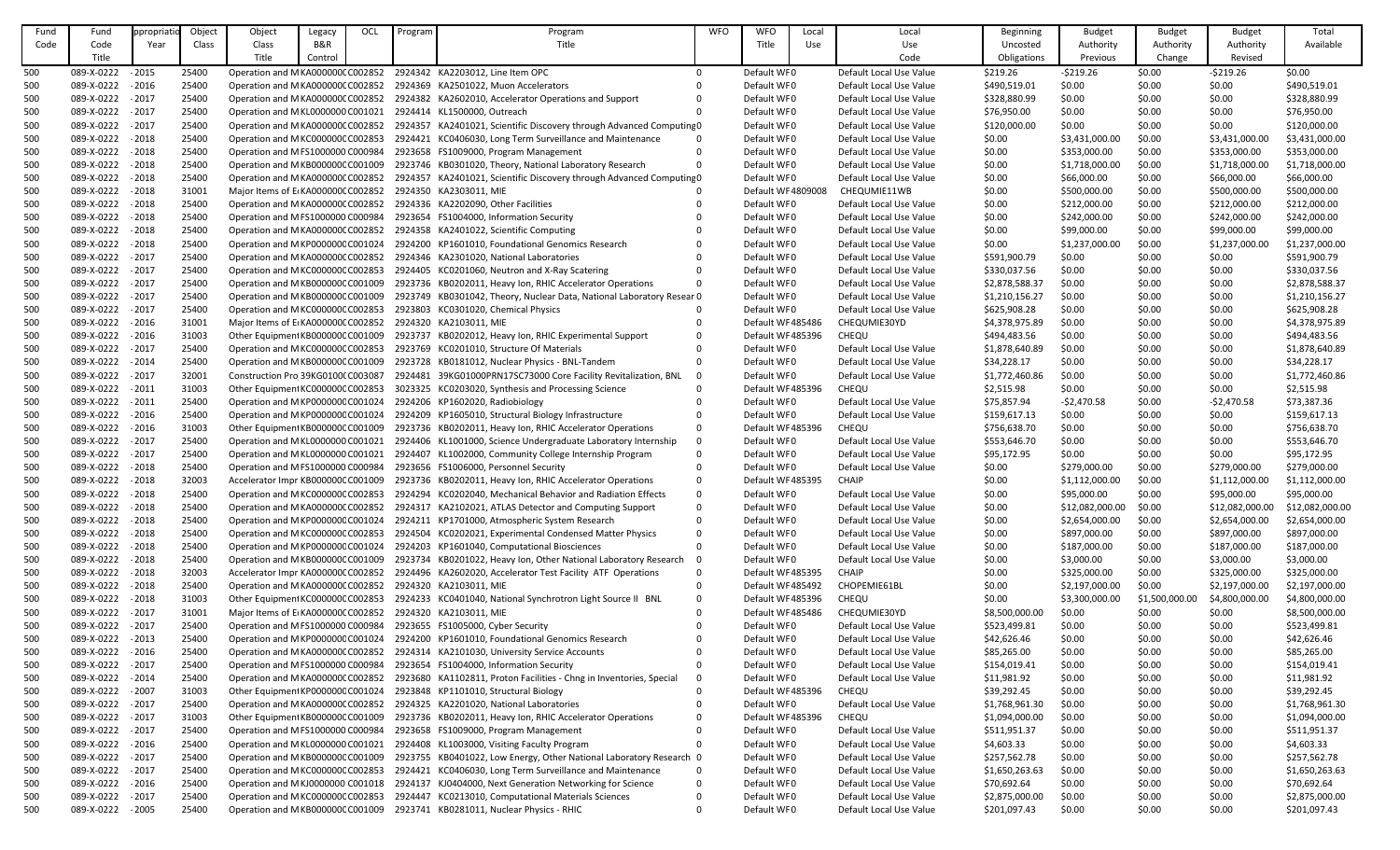| Fund Code | Fund Code Title | Appropriation Year | Object Class | Object Class Title | Legacy B&R Control | OCL | Program | Program Title | WFO | WFO Title | Local Use | Local Use Code | Beginning Uncosted Obligations | Budget Authority Previous | Budget Authority Change | Budget Authority Revised | Total Available |
|---|---|---|---|---|---|---|---|---|---|---|---|---|---|---|---|---|---|
| 500 | 089-X-0222 | - 2015 | 25400 | Operation and M KA000000 | C002852 | | 2924342 | KA2203012, Line Item OPC | 0 | Default WF0 | | Default Local Use Value | $219.26 | -$219.26 | $0.00 | -$219.26 | $0.00 |
| 500 | 089-X-0222 | - 2016 | 25400 | Operation and M KA000000 | C002852 | | 2924369 | KA2501022, Muon Accelerators | 0 | Default WF0 | | Default Local Use Value | $490,519.01 | $0.00 | $0.00 | $0.00 | $490,519.01 |
| 500 | 089-X-0222 | - 2017 | 25400 | Operation and M KA000000 | C002852 | | 2924382 | KA2602010, Accelerator Operations and Support | 0 | Default WF0 | | Default Local Use Value | $328,880.99 | $0.00 | $0.00 | $0.00 | $328,880.99 |
| 500 | 089-X-0222 | - 2017 | 25400 | Operation and M KL000000 | C001021 | | 2924414 | KL1500000, Outreach | 0 | Default WF0 | | Default Local Use Value | $76,950.00 | $0.00 | $0.00 | $0.00 | $76,950.00 |
| 500 | 089-X-0222 | - 2017 | 25400 | Operation and M KA000000 | C002852 | | 2924357 | KA2401021, Scientific Discovery through Advanced Computing | 0 | Default WF0 | | Default Local Use Value | $120,000.00 | $0.00 | $0.00 | $0.00 | $120,000.00 |
| 500 | 089-X-0222 | - 2018 | 25400 | Operation and M KC000000 | C002853 | | 2924421 | KC0406030, Long Term Surveillance and Maintenance | 0 | Default WF0 | | Default Local Use Value | $0.00 | $3,431,000.00 | $0.00 | $3,431,000.00 | $3,431,000.00 |
| 500 | 089-X-0222 | - 2018 | 25400 | Operation and M FS1000000 | C000984 | | 2923658 | FS1009000, Program Management | 0 | Default WF0 | | Default Local Use Value | $0.00 | $353,000.00 | $0.00 | $353,000.00 | $353,000.00 |
| 500 | 089-X-0222 | - 2018 | 25400 | Operation and M KB000000 | C001009 | | 2923746 | KB0301020, Theory, National Laboratory Research | 0 | Default WF0 | | Default Local Use Value | $0.00 | $1,718,000.00 | $0.00 | $1,718,000.00 | $1,718,000.00 |
| 500 | 089-X-0222 | - 2018 | 25400 | Operation and M KA000000 | C002852 | | 2924357 | KA2401021, Scientific Discovery through Advanced Computing | 0 | Default WF0 | | Default Local Use Value | $0.00 | $66,000.00 | $0.00 | $66,000.00 | $66,000.00 |
| 500 | 089-X-0222 | - 2018 | 31001 | Major Items of E KA000000 | C002852 | | 2924350 | KA2303011, MIE | 0 | Default WF | 4809008 | CHEQUMIE11WB | $0.00 | $500,000.00 | $0.00 | $500,000.00 | $500,000.00 |
| 500 | 089-X-0222 | - 2018 | 25400 | Operation and M KA000000 | C002852 | | 2924336 | KA2202090, Other Facilities | 0 | Default WF0 | | Default Local Use Value | $0.00 | $212,000.00 | $0.00 | $212,000.00 | $212,000.00 |
| 500 | 089-X-0222 | - 2018 | 25400 | Operation and M FS1000000 | C000984 | | 2923654 | FS1004000, Information Security | 0 | Default WF0 | | Default Local Use Value | $0.00 | $242,000.00 | $0.00 | $242,000.00 | $242,000.00 |
| 500 | 089-X-0222 | - 2018 | 25400 | Operation and M KA000000 | C002852 | | 2924358 | KA2401022, Scientific Computing | 0 | Default WF0 | | Default Local Use Value | $0.00 | $99,000.00 | $0.00 | $99,000.00 | $99,000.00 |
| 500 | 089-X-0222 | - 2018 | 25400 | Operation and M KP000000 | C001024 | | 2924200 | KP1601010, Foundational Genomics Research | 0 | Default WF0 | | Default Local Use Value | $0.00 | $1,237,000.00 | $0.00 | $1,237,000.00 | $1,237,000.00 |
| 500 | 089-X-0222 | - 2017 | 25400 | Operation and M KA000000 | C002852 | | 2924346 | KA2301020, National Laboratories | 0 | Default WF0 | | Default Local Use Value | $591,900.79 | $0.00 | $0.00 | $0.00 | $591,900.79 |
| 500 | 089-X-0222 | - 2017 | 25400 | Operation and M KC000000 | C002853 | | 2924405 | KC0201060, Neutron and X-Ray Scatering | 0 | Default WF0 | | Default Local Use Value | $330,037.56 | $0.00 | $0.00 | $0.00 | $330,037.56 |
| 500 | 089-X-0222 | - 2017 | 25400 | Operation and M KB000000 | C001009 | | 2923736 | KB0202011, Heavy Ion, RHIC Accelerator Operations | 0 | Default WF0 | | Default Local Use Value | $2,878,588.37 | $0.00 | $0.00 | $0.00 | $2,878,588.37 |
| 500 | 089-X-0222 | - 2017 | 25400 | Operation and M KB000000 | C001009 | | 2923749 | KB0301042, Theory, Nuclear Data, National Laboratory Resear | 0 | Default WF0 | | Default Local Use Value | $1,210,156.27 | $0.00 | $0.00 | $0.00 | $1,210,156.27 |
| 500 | 089-X-0222 | - 2017 | 25400 | Operation and M KC000000 | C002853 | | 2923803 | KC0301020, Chemical Physics | 0 | Default WF0 | | Default Local Use Value | $625,908.28 | $0.00 | $0.00 | $0.00 | $625,908.28 |
| 500 | 089-X-0222 | - 2016 | 31001 | Major Items of E KA000000 | C002852 | | 2924320 | KA2103011, MIE | 0 | Default WF | 485486 | CHEQUMIE30YD | $4,378,975.89 | $0.00 | $0.00 | $0.00 | $4,378,975.89 |
| 500 | 089-X-0222 | - 2016 | 31003 | Other Equipment KB000000 | C001009 | | 2923737 | KB0202012, Heavy Ion, RHIC Experimental Support | 0 | Default WF | 485396 | CHEQU | $494,483.56 | $0.00 | $0.00 | $0.00 | $494,483.56 |
| 500 | 089-X-0222 | - 2017 | 25400 | Operation and M KC000000 | C002853 | | 2923769 | KC0201010, Structure Of Materials | 0 | Default WF0 | | Default Local Use Value | $1,878,640.89 | $0.00 | $0.00 | $0.00 | $1,878,640.89 |
| 500 | 089-X-0222 | - 2014 | 25400 | Operation and M KB000000 | C001009 | | 2923728 | KB0181012, Nuclear Physics - BNL-Tandem | 0 | Default WF0 | | Default Local Use Value | $34,228.17 | $0.00 | $0.00 | $0.00 | $34,228.17 |
| 500 | 089-X-0222 | - 2017 | 32001 | Construction Pro 39KG0100 | C003087 | | 2924481 | 39KG01000PRN17SC73000 Core Facility Revitalization, BNL | 0 | Default WF0 | | Default Local Use Value | $1,772,460.86 | $0.00 | $0.00 | $0.00 | $1,772,460.86 |
| 500 | 089-X-0222 | - 2011 | 31003 | Other Equipment KC000000 | C002853 | | 3023325 | KC0203020, Synthesis and Processing Science | 0 | Default WF | 485396 | CHEQU | $2,515.98 | $0.00 | $0.00 | $0.00 | $2,515.98 |
| 500 | 089-X-0222 | - 2011 | 25400 | Operation and M KP000000 | C001024 | | 2924206 | KP1602020, Radiobiology | 0 | Default WF0 | | Default Local Use Value | $75,857.94 | -$2,470.58 | $0.00 | -$2,470.58 | $73,387.36 |
| 500 | 089-X-0222 | - 2016 | 25400 | Operation and M KP000000 | C001024 | | 2924209 | KP1605010, Structural Biology Infrastructure | 0 | Default WF0 | | Default Local Use Value | $159,617.13 | $0.00 | $0.00 | $0.00 | $159,617.13 |
| 500 | 089-X-0222 | - 2016 | 31003 | Other Equipment KB000000 | C001009 | | 2923736 | KB0202011, Heavy Ion, RHIC Accelerator Operations | 0 | Default WF | 485396 | CHEQU | $756,638.70 | $0.00 | $0.00 | $0.00 | $756,638.70 |
| 500 | 089-X-0222 | - 2017 | 25400 | Operation and M KL000000 | C001021 | | 2924406 | KL1001000, Science Undergraduate Laboratory Internship | 0 | Default WF0 | | Default Local Use Value | $553,646.70 | $0.00 | $0.00 | $0.00 | $553,646.70 |
| 500 | 089-X-0222 | - 2017 | 25400 | Operation and M KL000000 | C001021 | | 2924407 | KL1002000, Community College Internship Program | 0 | Default WF0 | | Default Local Use Value | $95,172.95 | $0.00 | $0.00 | $0.00 | $95,172.95 |
| 500 | 089-X-0222 | - 2018 | 25400 | Operation and M FS1000000 | C000984 | | 2923656 | FS1006000, Personnel Security | 0 | Default WF0 | | Default Local Use Value | $0.00 | $279,000.00 | $0.00 | $279,000.00 | $279,000.00 |
| 500 | 089-X-0222 | - 2018 | 32003 | Accelerator Impr KB000000 | C001009 | | 2923736 | KB0202011, Heavy Ion, RHIC Accelerator Operations | 0 | Default WF | 485395 | CHAIP | $0.00 | $1,112,000.00 | $0.00 | $1,112,000.00 | $1,112,000.00 |
| 500 | 089-X-0222 | - 2018 | 25400 | Operation and M KC000000 | C002853 | | 2924294 | KC0202040, Mechanical Behavior and Radiation Effects | 0 | Default WF0 | | Default Local Use Value | $0.00 | $95,000.00 | $0.00 | $95,000.00 | $95,000.00 |
| 500 | 089-X-0222 | - 2018 | 25400 | Operation and M KA000000 | C002852 | | 2924317 | KA2102021, ATLAS Detector and Computing Support | 0 | Default WF0 | | Default Local Use Value | $0.00 | $12,082,000.00 | $0.00 | $12,082,000.00 | $12,082,000.00 |
| 500 | 089-X-0222 | - 2018 | 25400 | Operation and M KP000000 | C001024 | | 2924211 | KP1701000, Atmospheric System Research | 0 | Default WF0 | | Default Local Use Value | $0.00 | $2,654,000.00 | $0.00 | $2,654,000.00 | $2,654,000.00 |
| 500 | 089-X-0222 | - 2018 | 25400 | Operation and M KC000000 | C002853 | | 2924504 | KC0202021, Experimental Condensed Matter Physics | 0 | Default WF0 | | Default Local Use Value | $0.00 | $897,000.00 | $0.00 | $897,000.00 | $897,000.00 |
| 500 | 089-X-0222 | - 2018 | 25400 | Operation and M KP000000 | C001024 | | 2924203 | KP1601040, Computational Biosciences | 0 | Default WF0 | | Default Local Use Value | $0.00 | $187,000.00 | $0.00 | $187,000.00 | $187,000.00 |
| 500 | 089-X-0222 | - 2018 | 25400 | Operation and M KB000000 | C001009 | | 2923734 | KB0201022, Heavy Ion, Other National Laboratory Research | 0 | Default WF0 | | Default Local Use Value | $0.00 | $3,000.00 | $0.00 | $3,000.00 | $3,000.00 |
| 500 | 089-X-0222 | - 2018 | 32003 | Accelerator Impr KA000000 | C002852 | | 2924496 | KA2602020, Accelerator Test Facility ATF Operations | 0 | Default WF | 485395 | CHAIP | $0.00 | $325,000.00 | $0.00 | $325,000.00 | $325,000.00 |
| 500 | 089-X-0222 | - 2018 | 25400 | Operation and M KA000000 | C002852 | | 2924320 | KA2103011, MIE | 0 | Default WF | 485492 | CHOPEMIE61BL | $0.00 | $2,197,000.00 | $0.00 | $2,197,000.00 | $2,197,000.00 |
| 500 | 089-X-0222 | - 2018 | 31003 | Other Equipment KC000000 | C002853 | | 2924233 | KC0401040, National Synchrotron Light Source II BNL | 0 | Default WF | 485396 | CHEQU | $0.00 | $3,300,000.00 | $1,500,000.00 | $4,800,000.00 | $4,800,000.00 |
| 500 | 089-X-0222 | - 2017 | 31001 | Major Items of E KA000000 | C002852 | | 2924320 | KA2103011, MIE | 0 | Default WF | 485486 | CHEQUMIE30YD | $8,500,000.00 | $0.00 | $0.00 | $0.00 | $8,500,000.00 |
| 500 | 089-X-0222 | - 2017 | 25400 | Operation and M FS1000000 | C000984 | | 2923655 | FS1005000, Cyber Security | 0 | Default WF0 | | Default Local Use Value | $523,499.81 | $0.00 | $0.00 | $0.00 | $523,499.81 |
| 500 | 089-X-0222 | - 2013 | 25400 | Operation and M KP000000 | C001024 | | 2924200 | KP1601010, Foundational Genomics Research | 0 | Default WF0 | | Default Local Use Value | $42,626.46 | $0.00 | $0.00 | $0.00 | $42,626.46 |
| 500 | 089-X-0222 | - 2016 | 25400 | Operation and M KA000000 | C002852 | | 2924314 | KA2101030, University Service Accounts | 0 | Default WF0 | | Default Local Use Value | $85,265.00 | $0.00 | $0.00 | $0.00 | $85,265.00 |
| 500 | 089-X-0222 | - 2017 | 25400 | Operation and M FS1000000 | C000984 | | 2923654 | FS1004000, Information Security | 0 | Default WF0 | | Default Local Use Value | $154,019.41 | $0.00 | $0.00 | $0.00 | $154,019.41 |
| 500 | 089-X-0222 | - 2014 | 25400 | Operation and M KA000000 | C002852 | | 2923680 | KA1102811, Proton Facilities - Chng in Inventories, Special | 0 | Default WF0 | | Default Local Use Value | $11,981.92 | $0.00 | $0.00 | $0.00 | $11,981.92 |
| 500 | 089-X-0222 | - 2007 | 31003 | Other Equipment KP000000 | C001024 | | 2923848 | KP1101010, Structural Biology | 0 | Default WF | 485396 | CHEQU | $39,292.45 | $0.00 | $0.00 | $0.00 | $39,292.45 |
| 500 | 089-X-0222 | - 2017 | 25400 | Operation and M KA000000 | C002852 | | 2924325 | KA2201020, National Laboratories | 0 | Default WF0 | | Default Local Use Value | $1,768,961.30 | $0.00 | $0.00 | $0.00 | $1,768,961.30 |
| 500 | 089-X-0222 | - 2017 | 31003 | Other Equipment KB000000 | C001009 | | 2923736 | KB0202011, Heavy Ion, RHIC Accelerator Operations | 0 | Default WF | 485396 | CHEQU | $1,094,000.00 | $0.00 | $0.00 | $0.00 | $1,094,000.00 |
| 500 | 089-X-0222 | - 2017 | 25400 | Operation and M FS1000000 | C000984 | | 2923658 | FS1009000, Program Management | 0 | Default WF0 | | Default Local Use Value | $511,951.37 | $0.00 | $0.00 | $0.00 | $511,951.37 |
| 500 | 089-X-0222 | - 2016 | 25400 | Operation and M KL000000 | C001021 | | 2924408 | KL1003000, Visiting Faculty Program | 0 | Default WF0 | | Default Local Use Value | $4,603.33 | $0.00 | $0.00 | $0.00 | $4,603.33 |
| 500 | 089-X-0222 | - 2017 | 25400 | Operation and M KB000000 | C001009 | | 2923755 | KB0401022, Low Energy, Other National Laboratory Research | 0 | Default WF0 | | Default Local Use Value | $257,562.78 | $0.00 | $0.00 | $0.00 | $257,562.78 |
| 500 | 089-X-0222 | - 2017 | 25400 | Operation and M KC000000 | C002853 | | 2924421 | KC0406030, Long Term Surveillance and Maintenance | 0 | Default WF0 | | Default Local Use Value | $1,650,263.63 | $0.00 | $0.00 | $0.00 | $1,650,263.63 |
| 500 | 089-X-0222 | - 2016 | 25400 | Operation and M KJ000000 | C001018 | | 2924137 | KJ0404000, Next Generation Networking for Science | 0 | Default WF0 | | Default Local Use Value | $70,692.64 | $0.00 | $0.00 | $0.00 | $70,692.64 |
| 500 | 089-X-0222 | - 2017 | 25400 | Operation and M KC000000 | C002853 | | 2924447 | KC0213010, Computational Materials Sciences | 0 | Default WF0 | | Default Local Use Value | $2,875,000.00 | $0.00 | $0.00 | $0.00 | $2,875,000.00 |
| 500 | 089-X-0222 | - 2005 | 25400 | Operation and M KB000000 | C001009 | | 2923741 | KB0281011, Nuclear Physics - RHIC | 0 | Default WF0 | | Default Local Use Value | $201,097.43 | $0.00 | $0.00 | $0.00 | $201,097.43 |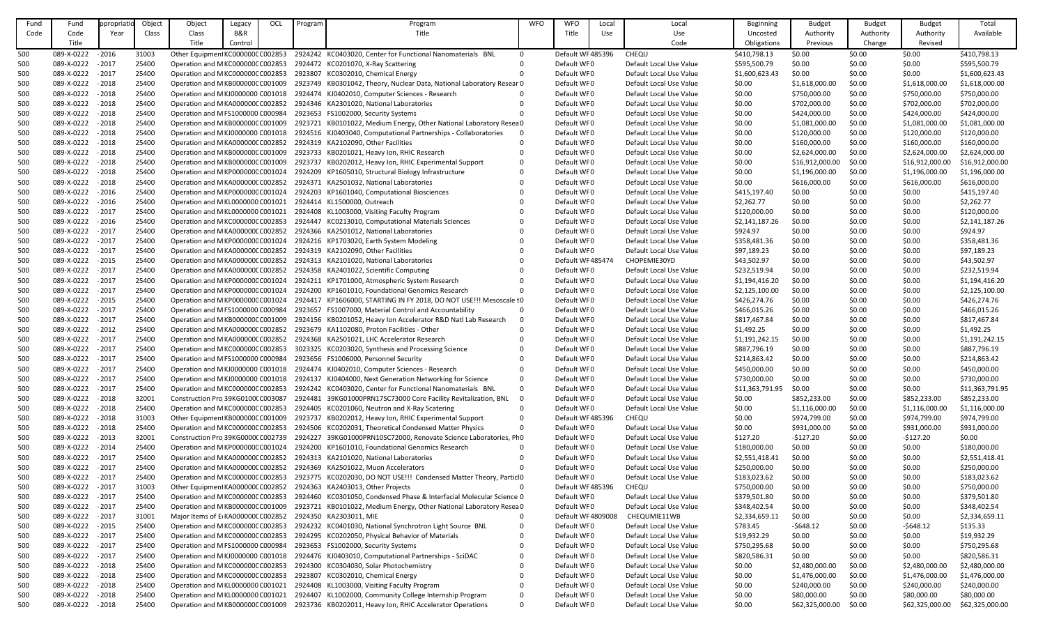| Fund Code | Fund Code Title | Appropriation Year | Object Class | Object Class Title | Legacy B&R Control | OCL | Program | Program Title | WFO | WFO Title | Local Use | Local Use Code | Beginning Uncosted Obligations | Budget Authority Previous | Budget Authority Change | Budget Authority Revised | Total Available |
|---|---|---|---|---|---|---|---|---|---|---|---|---|---|---|---|---|---|
| 500 | 089-X-0222 | - 2016 | 31003 | Other Equipment | KC000000C | C002853 | 2924242 | KC0403020, Center for Functional Nanomaterials BNL | 0 | Default WFO | 485396 | CHEQU | $410,798.13 | $0.00 | $0.00 | $0.00 | $410,798.13 |
| 500 | 089-X-0222 | - 2017 | 25400 | Operation and M | KC000000C | C002853 | 2924472 | KC0201070, X-Ray Scattering | 0 | Default WFO | | Default Local Use Value | $595,500.79 | $0.00 | $0.00 | $0.00 | $595,500.79 |
| 500 | 089-X-0222 | - 2017 | 25400 | Operation and M | KC000000C | C002853 | 2923807 | KC0302010, Chemical Energy | 0 | Default WFO | | Default Local Use Value | $1,600,623.43 | $0.00 | $0.00 | $0.00 | $1,600,623.43 |
| 500 | 089-X-0222 | - 2018 | 25400 | Operation and M | KB000000C | C001009 | 2923749 | KB0301042, Theory, Nuclear Data, National Laboratory Resear | 0 | Default WFO | | Default Local Use Value | $0.00 | $1,618,000.00 | $0.00 | $1,618,000.00 | $1,618,000.00 |
| 500 | 089-X-0222 | - 2018 | 25400 | Operation and M | KJ0000000 | C001018 | 2924474 | KJ0402010, Computer Sciences - Research | 0 | Default WFO | | Default Local Use Value | $0.00 | $750,000.00 | $0.00 | $750,000.00 | $750,000.00 |
| 500 | 089-X-0222 | - 2018 | 25400 | Operation and M | KA000000C | C002852 | 2924346 | KA2301020, National Laboratories | 0 | Default WFO | | Default Local Use Value | $0.00 | $702,000.00 | $0.00 | $702,000.00 | $702,000.00 |
| 500 | 089-X-0222 | - 2018 | 25400 | Operation and M | FS1000000 | C000984 | 2923653 | FS1002000, Security Systems | 0 | Default WFO | | Default Local Use Value | $0.00 | $424,000.00 | $0.00 | $424,000.00 | $424,000.00 |
| 500 | 089-X-0222 | - 2018 | 25400 | Operation and M | KB000000C | C001009 | 2923721 | KB0101022, Medium Energy, Other National Laboratory Resea | 0 | Default WFO | | Default Local Use Value | $0.00 | $1,081,000.00 | $0.00 | $1,081,000.00 | $1,081,000.00 |
| 500 | 089-X-0222 | - 2018 | 25400 | Operation and M | KJ0000000 | C001018 | 2924516 | KJ0403040, Computational Partnerships - Collaboratories | 0 | Default WFO | | Default Local Use Value | $0.00 | $120,000.00 | $0.00 | $120,000.00 | $120,000.00 |
| 500 | 089-X-0222 | - 2018 | 25400 | Operation and M | KA000000C | C002852 | 2924319 | KA2102090, Other Facilities | 0 | Default WFO | | Default Local Use Value | $0.00 | $160,000.00 | $0.00 | $160,000.00 | $160,000.00 |
| 500 | 089-X-0222 | - 2018 | 25400 | Operation and M | KB000000C | C001009 | 2923733 | KB0201021, Heavy Ion, RHIC Research | 0 | Default WFO | | Default Local Use Value | $0.00 | $2,624,000.00 | $0.00 | $2,624,000.00 | $2,624,000.00 |
| 500 | 089-X-0222 | - 2018 | 25400 | Operation and M | KB000000C | C001009 | 2923737 | KB0202012, Heavy Ion, RHIC Experimental Support | 0 | Default WFO | | Default Local Use Value | $0.00 | $16,912,000.00 | $0.00 | $16,912,000.00 | $16,912,000.00 |
| 500 | 089-X-0222 | - 2018 | 25400 | Operation and M | KP000000C | C001024 | 2924209 | KP1605010, Structural Biology Infrastructure | 0 | Default WFO | | Default Local Use Value | $0.00 | $1,196,000.00 | $0.00 | $1,196,000.00 | $1,196,000.00 |
| 500 | 089-X-0222 | - 2018 | 25400 | Operation and M | KA000000C | C002852 | 2924371 | KA2501032, National Laboratories | 0 | Default WFO | | Default Local Use Value | $0.00 | $616,000.00 | $0.00 | $616,000.00 | $616,000.00 |
| 500 | 089-X-0222 | - 2016 | 25400 | Operation and M | KP000000C | C001024 | 2924203 | KP1601040, Computational Biosciences | 0 | Default WFO | | Default Local Use Value | $415,197.40 | $0.00 | $0.00 | $0.00 | $415,197.40 |
| 500 | 089-X-0222 | - 2016 | 25400 | Operation and M | KL0000000 | C001021 | 2924414 | KL1500000, Outreach | 0 | Default WFO | | Default Local Use Value | $2,262.77 | $0.00 | $0.00 | $0.00 | $2,262.77 |
| 500 | 089-X-0222 | - 2017 | 25400 | Operation and M | KL0000000 | C001021 | 2924408 | KL1003000, Visiting Faculty Program | 0 | Default WFO | | Default Local Use Value | $120,000.00 | $0.00 | $0.00 | $0.00 | $120,000.00 |
| 500 | 089-X-0222 | - 2016 | 25400 | Operation and M | KC000000C | C002853 | 2924447 | KC0213010, Computational Materials Sciences | 0 | Default WFO | | Default Local Use Value | $2,141,187.26 | $0.00 | $0.00 | $0.00 | $2,141,187.26 |
| 500 | 089-X-0222 | - 2017 | 25400 | Operation and M | KA000000C | C002852 | 2924366 | KA2501012, National Laboratories | 0 | Default WFO | | Default Local Use Value | $924.97 | $0.00 | $0.00 | $0.00 | $924.97 |
| 500 | 089-X-0222 | - 2017 | 25400 | Operation and M | KP000000C | C001024 | 2924216 | KP1703020, Earth System Modeling | 0 | Default WFO | | Default Local Use Value | $358,481.36 | $0.00 | $0.00 | $0.00 | $358,481.36 |
| 500 | 089-X-0222 | - 2017 | 25400 | Operation and M | KA000000C | C002852 | 2924319 | KA2102090, Other Facilities | 0 | Default WFO | | Default Local Use Value | $97,189.23 | $0.00 | $0.00 | $0.00 | $97,189.23 |
| 500 | 089-X-0222 | - 2015 | 25400 | Operation and M | KA000000C | C002852 | 2924313 | KA2101020, National Laboratories | 0 | Default WFO | 485474 | CHOPEMIE30YD | $43,502.97 | $0.00 | $0.00 | $0.00 | $43,502.97 |
| 500 | 089-X-0222 | - 2017 | 25400 | Operation and M | KA000000C | C002852 | 2924358 | KA2401022, Scientific Computing | 0 | Default WFO | | Default Local Use Value | $232,519.94 | $0.00 | $0.00 | $0.00 | $232,519.94 |
| 500 | 089-X-0222 | - 2017 | 25400 | Operation and M | KP000000C | C001024 | 2924211 | KP1701000, Atmospheric System Research | 0 | Default WFO | | Default Local Use Value | $1,194,416.20 | $0.00 | $0.00 | $0.00 | $1,194,416.20 |
| 500 | 089-X-0222 | - 2017 | 25400 | Operation and M | KP000000C | C001024 | 2924200 | KP1601010, Foundational Genomics Research | 0 | Default WFO | | Default Local Use Value | $2,125,100.00 | $0.00 | $0.00 | $0.00 | $2,125,100.00 |
| 500 | 089-X-0222 | - 2015 | 25400 | Operation and M | KP000000C | C001024 | 2924417 | KP1606000, STARTING IN FY 2018, DO NOT USE!!! Mesoscale t | 0 | Default WFO | | Default Local Use Value | $426,274.76 | $0.00 | $0.00 | $0.00 | $426,274.76 |
| 500 | 089-X-0222 | - 2017 | 25400 | Operation and M | FS1000000 | C000984 | 2923657 | FS1007000, Material Control and Accountability | 0 | Default WFO | | Default Local Use Value | $466,015.26 | $0.00 | $0.00 | $0.00 | $466,015.26 |
| 500 | 089-X-0222 | - 2017 | 25400 | Operation and M | KB000000C | C001009 | 2924156 | KB0201052, Heavy Ion Accelerator R&D Natl Lab Research | 0 | Default WFO | | Default Local Use Value | $817,467.84 | $0.00 | $0.00 | $0.00 | $817,467.84 |
| 500 | 089-X-0222 | - 2012 | 25400 | Operation and M | KA000000C | C002852 | 2923679 | KA1102080, Proton Facilities - Other | 0 | Default WFO | | Default Local Use Value | $1,492.25 | $0.00 | $0.00 | $0.00 | $1,492.25 |
| 500 | 089-X-0222 | - 2017 | 25400 | Operation and M | KA000000C | C002852 | 2924368 | KA2501021, LHC Accelerator Research | 0 | Default WFO | | Default Local Use Value | $1,191,242.15 | $0.00 | $0.00 | $0.00 | $1,191,242.15 |
| 500 | 089-X-0222 | - 2017 | 25400 | Operation and M | KC000000C | C002853 | 3023325 | KC0203020, Synthesis and Processing Science | 0 | Default WFO | | Default Local Use Value | $887,796.19 | $0.00 | $0.00 | $0.00 | $887,796.19 |
| 500 | 089-X-0222 | - 2017 | 25400 | Operation and M | FS1000000 | C000984 | 2923656 | FS1006000, Personnel Security | 0 | Default WFO | | Default Local Use Value | $214,863.42 | $0.00 | $0.00 | $0.00 | $214,863.42 |
| 500 | 089-X-0222 | - 2017 | 25400 | Operation and M | KJ0000000 | C001018 | 2924474 | KJ0402010, Computer Sciences - Research | 0 | Default WFO | | Default Local Use Value | $450,000.00 | $0.00 | $0.00 | $0.00 | $450,000.00 |
| 500 | 089-X-0222 | - 2017 | 25400 | Operation and M | KJ0000000 | C001018 | 2924137 | KJ0404000, Next Generation Networking for Science | 0 | Default WFO | | Default Local Use Value | $730,000.00 | $0.00 | $0.00 | $0.00 | $730,000.00 |
| 500 | 089-X-0222 | - 2017 | 25400 | Operation and M | KC000000C | C002853 | 2924242 | KC0403020, Center for Functional Nanomaterials BNL | 0 | Default WFO | | Default Local Use Value | $11,363,791.95 | $0.00 | $0.00 | $0.00 | $11,363,791.95 |
| 500 | 089-X-0222 | - 2018 | 32001 | Construction Pro | 39KG0100C | C003087 | 2924481 | 39KG01000PRN17SC73000 Core Facility Revitalization, BNL | 0 | Default WFO | | Default Local Use Value | $0.00 | $852,233.00 | $0.00 | $852,233.00 | $852,233.00 |
| 500 | 089-X-0222 | - 2018 | 25400 | Operation and M | KC000000C | C002853 | 2924405 | KC0201060, Neutron and X-Ray Scatering | 0 | Default WFO | | Default Local Use Value | $0.00 | $1,116,000.00 | $0.00 | $1,116,000.00 | $1,116,000.00 |
| 500 | 089-X-0222 | - 2018 | 31003 | Other Equipment | KB000000C | C001009 | 2923737 | KB0202012, Heavy Ion, RHIC Experimental Support | 0 | Default WFO | 485396 | CHEQU | $0.00 | $974,799.00 | $0.00 | $974,799.00 | $974,799.00 |
| 500 | 089-X-0222 | - 2018 | 25400 | Operation and M | KC000000C | C002853 | 2924506 | KC0202031, Theoretical Condensed Matter Physics | 0 | Default WFO | | Default Local Use Value | $0.00 | $931,000.00 | $0.00 | $931,000.00 | $931,000.00 |
| 500 | 089-X-0222 | - 2013 | 32001 | Construction Pro | 39KG0000C | C002739 | 2924227 | 39KG01000PRN10SC72000, Renovate Science Laboratories, Ph | 0 | Default WFO | | Default Local Use Value | $127.20 | -$127.20 | $0.00 | -$127.20 | $0.00 |
| 500 | 089-X-0222 | - 2014 | 25400 | Operation and M | KP000000C | C001024 | 2924200 | KP1601010, Foundational Genomics Research | 0 | Default WFO | | Default Local Use Value | $180,000.00 | $0.00 | $0.00 | $0.00 | $180,000.00 |
| 500 | 089-X-0222 | - 2017 | 25400 | Operation and M | KA000000C | C002852 | 2924313 | KA2101020, National Laboratories | 0 | Default WFO | | Default Local Use Value | $2,551,418.41 | $0.00 | $0.00 | $0.00 | $2,551,418.41 |
| 500 | 089-X-0222 | - 2017 | 25400 | Operation and M | KA000000C | C002852 | 2924369 | KA2501022, Muon Accelerators | 0 | Default WFO | | Default Local Use Value | $250,000.00 | $0.00 | $0.00 | $0.00 | $250,000.00 |
| 500 | 089-X-0222 | - 2017 | 25400 | Operation and M | KC000000C | C002853 | 2923775 | KC0202030, DO NOT USE!!! Condensed Matter Theory, Particl | 0 | Default WFO | | Default Local Use Value | $183,023.62 | $0.00 | $0.00 | $0.00 | $183,023.62 |
| 500 | 089-X-0222 | - 2017 | 31003 | Other Equipment | KA000000C | C002852 | 2924363 | KA2403013, Other Projects | 0 | Default WFO | 485396 | CHEQU | $750,000.00 | $0.00 | $0.00 | $0.00 | $750,000.00 |
| 500 | 089-X-0222 | - 2017 | 25400 | Operation and M | KC000000C | C002853 | 2924460 | KC0301050, Condensed Phase & Interfacial Molecular Science | 0 | Default WFO | | Default Local Use Value | $379,501.80 | $0.00 | $0.00 | $0.00 | $379,501.80 |
| 500 | 089-X-0222 | - 2017 | 25400 | Operation and M | KB000000C | C001009 | 2923721 | KB0101022, Medium Energy, Other National Laboratory Resea | 0 | Default WFO | | Default Local Use Value | $348,402.54 | $0.00 | $0.00 | $0.00 | $348,402.54 |
| 500 | 089-X-0222 | - 2017 | 31001 | Major Items of E | KA000000C | C002852 | 2924350 | KA2303011, MIE | 0 | Default WFO | 4809008 | CHEQUMIE11WB | $2,334,659.11 | $0.00 | $0.00 | $0.00 | $2,334,659.11 |
| 500 | 089-X-0222 | - 2015 | 25400 | Operation and M | KC000000C | C002853 | 2924232 | KC0401030, National Synchrotron Light Source BNL | 0 | Default WFO | | Default Local Use Value | $783.45 | -$648.12 | $0.00 | -$648.12 | $135.33 |
| 500 | 089-X-0222 | - 2017 | 25400 | Operation and M | KC000000C | C002853 | 2924295 | KC0202050, Physical Behavior of Materials | 0 | Default WFO | | Default Local Use Value | $19,932.29 | $0.00 | $0.00 | $0.00 | $19,932.29 |
| 500 | 089-X-0222 | - 2017 | 25400 | Operation and M | FS1000000 | C000984 | 2923653 | FS1002000, Security Systems | 0 | Default WFO | | Default Local Use Value | $750,295.68 | $0.00 | $0.00 | $0.00 | $750,295.68 |
| 500 | 089-X-0222 | - 2017 | 25400 | Operation and M | KJ0000000 | C001018 | 2924476 | KJ0403010, Computational Partnerships - SciDAC | 0 | Default WFO | | Default Local Use Value | $820,586.31 | $0.00 | $0.00 | $0.00 | $820,586.31 |
| 500 | 089-X-0222 | - 2018 | 25400 | Operation and M | KC000000C | C002853 | 2924300 | KC0304030, Solar Photochemistry | 0 | Default WFO | | Default Local Use Value | $0.00 | $2,480,000.00 | $0.00 | $2,480,000.00 | $2,480,000.00 |
| 500 | 089-X-0222 | - 2018 | 25400 | Operation and M | KC000000C | C002853 | 2923807 | KC0302010, Chemical Energy | 0 | Default WFO | | Default Local Use Value | $0.00 | $1,476,000.00 | $0.00 | $1,476,000.00 | $1,476,000.00 |
| 500 | 089-X-0222 | - 2018 | 25400 | Operation and M | KL0000000 | C001021 | 2924408 | KL1003000, Visiting Faculty Program | 0 | Default WFO | | Default Local Use Value | $0.00 | $240,000.00 | $0.00 | $240,000.00 | $240,000.00 |
| 500 | 089-X-0222 | - 2018 | 25400 | Operation and M | KL0000000 | C001021 | 2924407 | KL1002000, Community College Internship Program | 0 | Default WFO | | Default Local Use Value | $0.00 | $80,000.00 | $0.00 | $80,000.00 | $80,000.00 |
| 500 | 089-X-0222 | - 2018 | 25400 | Operation and M | KB000000C | C001009 | 2923736 | KB0202011, Heavy Ion, RHIC Accelerator Operations | 0 | Default WFO | | Default Local Use Value | $0.00 | $62,325,000.00 | $0.00 | $62,325,000.00 | $62,325,000.00 |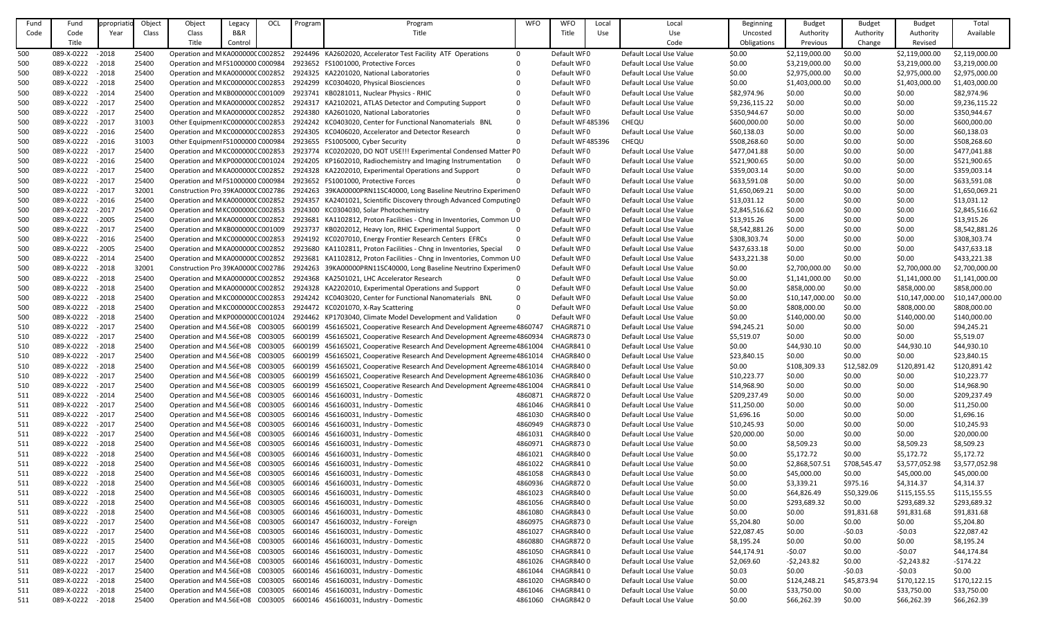| Fund Code | Fund Code Title | Appropriation Year | Object Class | Object Class Title | Legacy B&R Control | OCL | Program | Program Title | WFO | WFO Title | Local Use | Local Use Code | Beginning Uncosted Obligations | Budget Authority Previous | Budget Authority Change | Budget Authority Revised | Total Available |
|---|---|---|---|---|---|---|---|---|---|---|---|---|---|---|---|---|---|
| 500 | 089-X-0222 | - 2018 | 25400 | Operation and M | KA000000C | C002852 | 2924496 | KA2602020, Accelerator Test Facility ATF Operations | 0 | Default WF0 | | Default Local Use Value | $0.00 | $2,119,000.00 | $0.00 | $2,119,000.00 | $2,119,000.00 |
| 500 | 089-X-0222 | - 2018 | 25400 | Operation and M | FS1000000 | C000984 | 2923652 | FS1001000, Protective Forces | 0 | Default WF0 | | Default Local Use Value | $0.00 | $3,219,000.00 | $0.00 | $3,219,000.00 | $3,219,000.00 |
| 500 | 089-X-0222 | - 2018 | 25400 | Operation and M | KA000000C | C002852 | 2924325 | KA2201020, National Laboratories | 0 | Default WF0 | | Default Local Use Value | $0.00 | $2,975,000.00 | $0.00 | $2,975,000.00 | $2,975,000.00 |
| 500 | 089-X-0222 | - 2018 | 25400 | Operation and M | KC000000C | C002853 | 2924299 | KC0304020, Physical Biosciences | 0 | Default WF0 | | Default Local Use Value | $0.00 | $1,403,000.00 | $0.00 | $1,403,000.00 | $1,403,000.00 |
| 500 | 089-X-0222 | - 2014 | 25400 | Operation and M | KB000000C | C001009 | 2923741 | KB0281011, Nuclear Physics - RHIC | 0 | Default WF0 | | Default Local Use Value | $82,974.96 | $0.00 | $0.00 | $0.00 | $82,974.96 |
| 500 | 089-X-0222 | - 2017 | 25400 | Operation and M | KA000000C | C002852 | 2924317 | KA2102021, ATLAS Detector and Computing Support | 0 | Default WF0 | | Default Local Use Value | $9,236,115.22 | $0.00 | $0.00 | $0.00 | $9,236,115.22 |
| 500 | 089-X-0222 | - 2017 | 25400 | Operation and M | KA000000C | C002852 | 2924380 | KA2601020, National Laboratories | 0 | Default WF0 | | Default Local Use Value | $350,944.67 | $0.00 | $0.00 | $0.00 | $350,944.67 |
| 500 | 089-X-0222 | - 2017 | 31003 | Other Equipment | KC000000C | C002853 | 2924242 | KC0403020, Center for Functional Nanomaterials BNL | 0 | Default WF | 485396 | CHEQU | $600,000.00 | $0.00 | $0.00 | $0.00 | $600,000.00 |
| 500 | 089-X-0222 | - 2016 | 25400 | Operation and M | KC000000C | C002853 | 2924305 | KC0406020, Accelerator and Detector Research | 0 | Default WF0 | | Default Local Use Value | $60,138.03 | $0.00 | $0.00 | $0.00 | $60,138.03 |
| 500 | 089-X-0222 | - 2016 | 31003 | Other Equipment | FS1000000 | C000984 | 2923655 | FS1005000, Cyber Security | 0 | Default WF | 485396 | CHEQU | $508,268.60 | $0.00 | $0.00 | $0.00 | $508,268.60 |
| 500 | 089-X-0222 | - 2017 | 25400 | Operation and M | KC000000C | C002853 | 2923774 | KC0202020, DO NOT USE!!! Experimental Condensed Matter P | 0 | Default WF0 | | Default Local Use Value | $477,041.88 | $0.00 | $0.00 | $0.00 | $477,041.88 |
| 500 | 089-X-0222 | - 2016 | 25400 | Operation and M | KP000000C | C001024 | 2924205 | KP1602010, Radiochemistry and Imaging Instrumentation | 0 | Default WF0 | | Default Local Use Value | $521,900.65 | $0.00 | $0.00 | $0.00 | $521,900.65 |
| 500 | 089-X-0222 | - 2017 | 25400 | Operation and M | KA000000C | C002852 | 2924328 | KA2202010, Experimental Operations and Support | 0 | Default WF0 | | Default Local Use Value | $359,003.14 | $0.00 | $0.00 | $0.00 | $359,003.14 |
| 500 | 089-X-0222 | - 2017 | 25400 | Operation and M | FS1000000 | C000984 | 2923652 | FS1001000, Protective Forces | 0 | Default WF0 | | Default Local Use Value | $633,591.08 | $0.00 | $0.00 | $0.00 | $633,591.08 |
| 500 | 089-X-0222 | - 2017 | 32001 | Construction Pro | 39KA0000C | C002786 | 2924263 | 39KA00000PRN11SC40000, Long Baseline Neutrino Experimen | 0 | Default WF0 | | Default Local Use Value | $1,650,069.21 | $0.00 | $0.00 | $0.00 | $1,650,069.21 |
| 500 | 089-X-0222 | - 2016 | 25400 | Operation and M | KA000000C | C002852 | 2924357 | KA2401021, Scientific Discovery through Advanced Computing | 0 | Default WF0 | | Default Local Use Value | $13,031.12 | $0.00 | $0.00 | $0.00 | $13,031.12 |
| 500 | 089-X-0222 | - 2017 | 25400 | Operation and M | KC000000C | C002853 | 2924300 | KC0304030, Solar Photochemistry | 0 | Default WF0 | | Default Local Use Value | $2,845,516.62 | $0.00 | $0.00 | $0.00 | $2,845,516.62 |
| 500 | 089-X-0222 | - 2005 | 25400 | Operation and M | KA000000C | C002852 | 2923681 | KA1102812, Proton Facilities - Chng in Inventories, Common U | 0 | Default WF0 | | Default Local Use Value | $13,915.26 | $0.00 | $0.00 | $0.00 | $13,915.26 |
| 500 | 089-X-0222 | - 2017 | 25400 | Operation and M | KB000000C | C001009 | 2923737 | KB0202012, Heavy Ion, RHIC Experimental Support | 0 | Default WF0 | | Default Local Use Value | $8,542,881.26 | $0.00 | $0.00 | $0.00 | $8,542,881.26 |
| 500 | 089-X-0222 | - 2016 | 25400 | Operation and M | KC000000C | C002853 | 2924192 | KC0207010, Energy Frontier Research Centers EFRCs | 0 | Default WF0 | | Default Local Use Value | $308,303.74 | $0.00 | $0.00 | $0.00 | $308,303.74 |
| 500 | 089-X-0222 | - 2005 | 25400 | Operation and M | KA000000C | C002852 | 2923680 | KA1102811, Proton Facilities - Chng in Inventories, Special | 0 | Default WF0 | | Default Local Use Value | $437,633.18 | $0.00 | $0.00 | $0.00 | $437,633.18 |
| 500 | 089-X-0222 | - 2014 | 25400 | Operation and M | KA000000C | C002852 | 2923681 | KA1102812, Proton Facilities - Chng in Inventories, Common U | 0 | Default WF0 | | Default Local Use Value | $433,221.38 | $0.00 | $0.00 | $0.00 | $433,221.38 |
| 500 | 089-X-0222 | - 2018 | 32001 | Construction Pro | 39KA0000C | C002786 | 2924263 | 39KA00000PRN11SC40000, Long Baseline Neutrino Experimen | 0 | Default WF0 | | Default Local Use Value | $0.00 | $2,700,000.00 | $0.00 | $2,700,000.00 | $2,700,000.00 |
| 500 | 089-X-0222 | - 2018 | 25400 | Operation and M | KA000000C | C002852 | 2924368 | KA2501021, LHC Accelerator Research | 0 | Default WF0 | | Default Local Use Value | $0.00 | $1,141,000.00 | $0.00 | $1,141,000.00 | $1,141,000.00 |
| 500 | 089-X-0222 | - 2018 | 25400 | Operation and M | KA000000C | C002852 | 2924328 | KA2202010, Experimental Operations and Support | 0 | Default WF0 | | Default Local Use Value | $0.00 | $858,000.00 | $0.00 | $858,000.00 | $858,000.00 |
| 500 | 089-X-0222 | - 2018 | 25400 | Operation and M | KC000000C | C002853 | 2924242 | KC0403020, Center for Functional Nanomaterials BNL | 0 | Default WF0 | | Default Local Use Value | $0.00 | $10,147,000.00 | $0.00 | $10,147,000.00 | $10,147,000.00 |
| 500 | 089-X-0222 | - 2018 | 25400 | Operation and M | KC000000C | C002853 | 2924472 | KC0201070, X-Ray Scattering | 0 | Default WF0 | | Default Local Use Value | $0.00 | $808,000.00 | $0.00 | $808,000.00 | $808,000.00 |
| 500 | 089-X-0222 | - 2018 | 25400 | Operation and M | KP000000C | C001024 | 2924462 | KP1703040, Climate Model Development and Validation | 0 | Default WF0 | | Default Local Use Value | $0.00 | $140,000.00 | $0.00 | $140,000.00 | $140,000.00 |
| 510 | 089-X-0222 | - 2017 | 25400 | Operation and M | 4.56E+08 | C003005 | 6600199 | 456165021, Cooperative Research And Development Agreeme | 4860747 | CHAGR871 | 0 | Default Local Use Value | $94,245.21 | $0.00 | $0.00 | $0.00 | $94,245.21 |
| 510 | 089-X-0222 | - 2017 | 25400 | Operation and M | 4.56E+08 | C003005 | 6600199 | 456165021, Cooperative Research And Development Agreeme | 4860934 | CHAGR873 | 0 | Default Local Use Value | $5,519.07 | $0.00 | $0.00 | $0.00 | $5,519.07 |
| 510 | 089-X-0222 | - 2018 | 25400 | Operation and M | 4.56E+08 | C003005 | 6600199 | 456165021, Cooperative Research And Development Agreeme | 4861004 | CHAGR841 | 0 | Default Local Use Value | $0.00 | $44,930.10 | $0.00 | $44,930.10 | $44,930.10 |
| 510 | 089-X-0222 | - 2017 | 25400 | Operation and M | 4.56E+08 | C003005 | 6600199 | 456165021, Cooperative Research And Development Agreeme | 4861014 | CHAGR840 | 0 | Default Local Use Value | $23,840.15 | $0.00 | $0.00 | $0.00 | $23,840.15 |
| 510 | 089-X-0222 | - 2018 | 25400 | Operation and M | 4.56E+08 | C003005 | 6600199 | 456165021, Cooperative Research And Development Agreeme | 4861014 | CHAGR840 | 0 | Default Local Use Value | $0.00 | $108,309.33 | $12,582.09 | $120,891.42 | $120,891.42 |
| 510 | 089-X-0222 | - 2017 | 25400 | Operation and M | 4.56E+08 | C003005 | 6600199 | 456165021, Cooperative Research And Development Agreeme | 4861036 | CHAGR840 | 0 | Default Local Use Value | $10,223.77 | $0.00 | $0.00 | $0.00 | $10,223.77 |
| 510 | 089-X-0222 | - 2017 | 25400 | Operation and M | 4.56E+08 | C003005 | 6600199 | 456165021, Cooperative Research And Development Agreeme | 4861004 | CHAGR841 | 0 | Default Local Use Value | $14,968.90 | $0.00 | $0.00 | $0.00 | $14,968.90 |
| 511 | 089-X-0222 | - 2014 | 25400 | Operation and M | 4.56E+08 | C003005 | 6600146 | 456160031, Industry - Domestic | 4860871 | CHAGR872 | 0 | Default Local Use Value | $209,237.49 | $0.00 | $0.00 | $0.00 | $209,237.49 |
| 511 | 089-X-0222 | - 2017 | 25400 | Operation and M | 4.56E+08 | C003005 | 6600146 | 456160031, Industry - Domestic | 4861046 | CHAGR841 | 0 | Default Local Use Value | $11,250.00 | $0.00 | $0.00 | $0.00 | $11,250.00 |
| 511 | 089-X-0222 | - 2017 | 25400 | Operation and M | 4.56E+08 | C003005 | 6600146 | 456160031, Industry - Domestic | 4861030 | CHAGR840 | 0 | Default Local Use Value | $1,696.16 | $0.00 | $0.00 | $0.00 | $1,696.16 |
| 511 | 089-X-0222 | - 2017 | 25400 | Operation and M | 4.56E+08 | C003005 | 6600146 | 456160031, Industry - Domestic | 4860949 | CHAGR873 | 0 | Default Local Use Value | $10,245.93 | $0.00 | $0.00 | $0.00 | $10,245.93 |
| 511 | 089-X-0222 | - 2017 | 25400 | Operation and M | 4.56E+08 | C003005 | 6600146 | 456160031, Industry - Domestic | 4861031 | CHAGR840 | 0 | Default Local Use Value | $20,000.00 | $0.00 | $0.00 | $0.00 | $20,000.00 |
| 511 | 089-X-0222 | - 2018 | 25400 | Operation and M | 4.56E+08 | C003005 | 6600146 | 456160031, Industry - Domestic | 4860971 | CHAGR873 | 0 | Default Local Use Value | $0.00 | $8,509.23 | $0.00 | $8,509.23 | $8,509.23 |
| 511 | 089-X-0222 | - 2018 | 25400 | Operation and M | 4.56E+08 | C003005 | 6600146 | 456160031, Industry - Domestic | 4861021 | CHAGR840 | 0 | Default Local Use Value | $0.00 | $5,172.72 | $0.00 | $5,172.72 | $5,172.72 |
| 511 | 089-X-0222 | - 2018 | 25400 | Operation and M | 4.56E+08 | C003005 | 6600146 | 456160031, Industry - Domestic | 4861022 | CHAGR841 | 0 | Default Local Use Value | $0.00 | $2,868,507.51 | $708,545.47 | $3,577,052.98 | $3,577,052.98 |
| 511 | 089-X-0222 | - 2018 | 25400 | Operation and M | 4.56E+08 | C003005 | 6600146 | 456160031, Industry - Domestic | 4861058 | CHAGR843 | 0 | Default Local Use Value | $0.00 | $45,000.00 | $0.00 | $45,000.00 | $45,000.00 |
| 511 | 089-X-0222 | - 2018 | 25400 | Operation and M | 4.56E+08 | C003005 | 6600146 | 456160031, Industry - Domestic | 4860936 | CHAGR872 | 0 | Default Local Use Value | $0.00 | $3,339.21 | $975.16 | $4,314.37 | $4,314.37 |
| 511 | 089-X-0222 | - 2018 | 25400 | Operation and M | 4.56E+08 | C003005 | 6600146 | 456160031, Industry - Domestic | 4861023 | CHAGR840 | 0 | Default Local Use Value | $0.00 | $64,826.49 | $50,329.06 | $115,155.55 | $115,155.55 |
| 511 | 089-X-0222 | - 2018 | 25400 | Operation and M | 4.56E+08 | C003005 | 6600146 | 456160031, Industry - Domestic | 4861056 | CHAGR840 | 0 | Default Local Use Value | $0.00 | $293,689.32 | $0.00 | $293,689.32 | $293,689.32 |
| 511 | 089-X-0222 | - 2018 | 25400 | Operation and M | 4.56E+08 | C003005 | 6600146 | 456160031, Industry - Domestic | 4861080 | CHAGR843 | 0 | Default Local Use Value | $0.00 | $0.00 | $91,831.68 | $91,831.68 | $91,831.68 |
| 511 | 089-X-0222 | - 2017 | 25400 | Operation and M | 4.56E+08 | C003005 | 6600147 | 456160032, Industry - Foreign | 4860975 | CHAGR873 | 0 | Default Local Use Value | $5,204.80 | $0.00 | $0.00 | $0.00 | $5,204.80 |
| 511 | 089-X-0222 | - 2017 | 25400 | Operation and M | 4.56E+08 | C003005 | 6600146 | 456160031, Industry - Domestic | 4861027 | CHAGR840 | 0 | Default Local Use Value | $22,087.45 | $0.00 | -$0.03 | -$0.03 | $22,087.42 |
| 511 | 089-X-0222 | - 2015 | 25400 | Operation and M | 4.56E+08 | C003005 | 6600146 | 456160031, Industry - Domestic | 4860880 | CHAGR872 | 0 | Default Local Use Value | $8,195.24 | $0.00 | $0.00 | $0.00 | $8,195.24 |
| 511 | 089-X-0222 | - 2017 | 25400 | Operation and M | 4.56E+08 | C003005 | 6600146 | 456160031, Industry - Domestic | 4861050 | CHAGR841 | 0 | Default Local Use Value | $44,174.91 | -$0.07 | $0.00 | -$0.07 | $44,174.84 |
| 511 | 089-X-0222 | - 2017 | 25400 | Operation and M | 4.56E+08 | C003005 | 6600146 | 456160031, Industry - Domestic | 4861026 | CHAGR840 | 0 | Default Local Use Value | $2,069.60 | -$2,243.82 | $0.00 | -$2,243.82 | -$174.22 |
| 511 | 089-X-0222 | - 2017 | 25400 | Operation and M | 4.56E+08 | C003005 | 6600146 | 456160031, Industry - Domestic | 4861044 | CHAGR841 | 0 | Default Local Use Value | $0.03 | $0.00 | -$0.03 | -$0.03 | $0.00 |
| 511 | 089-X-0222 | - 2018 | 25400 | Operation and M | 4.56E+08 | C003005 | 6600146 | 456160031, Industry - Domestic | 4861020 | CHAGR840 | 0 | Default Local Use Value | $0.00 | $124,248.21 | $45,873.94 | $170,122.15 | $170,122.15 |
| 511 | 089-X-0222 | - 2018 | 25400 | Operation and M | 4.56E+08 | C003005 | 6600146 | 456160031, Industry - Domestic | 4861046 | CHAGR841 | 0 | Default Local Use Value | $0.00 | $33,750.00 | $0.00 | $33,750.00 | $33,750.00 |
| 511 | 089-X-0222 | - 2018 | 25400 | Operation and M | 4.56E+08 | C003005 | 6600146 | 456160031, Industry - Domestic | 4861060 | CHAGR842 | 0 | Default Local Use Value | $0.00 | $66,262.39 | $0.00 | $66,262.39 | $66,262.39 |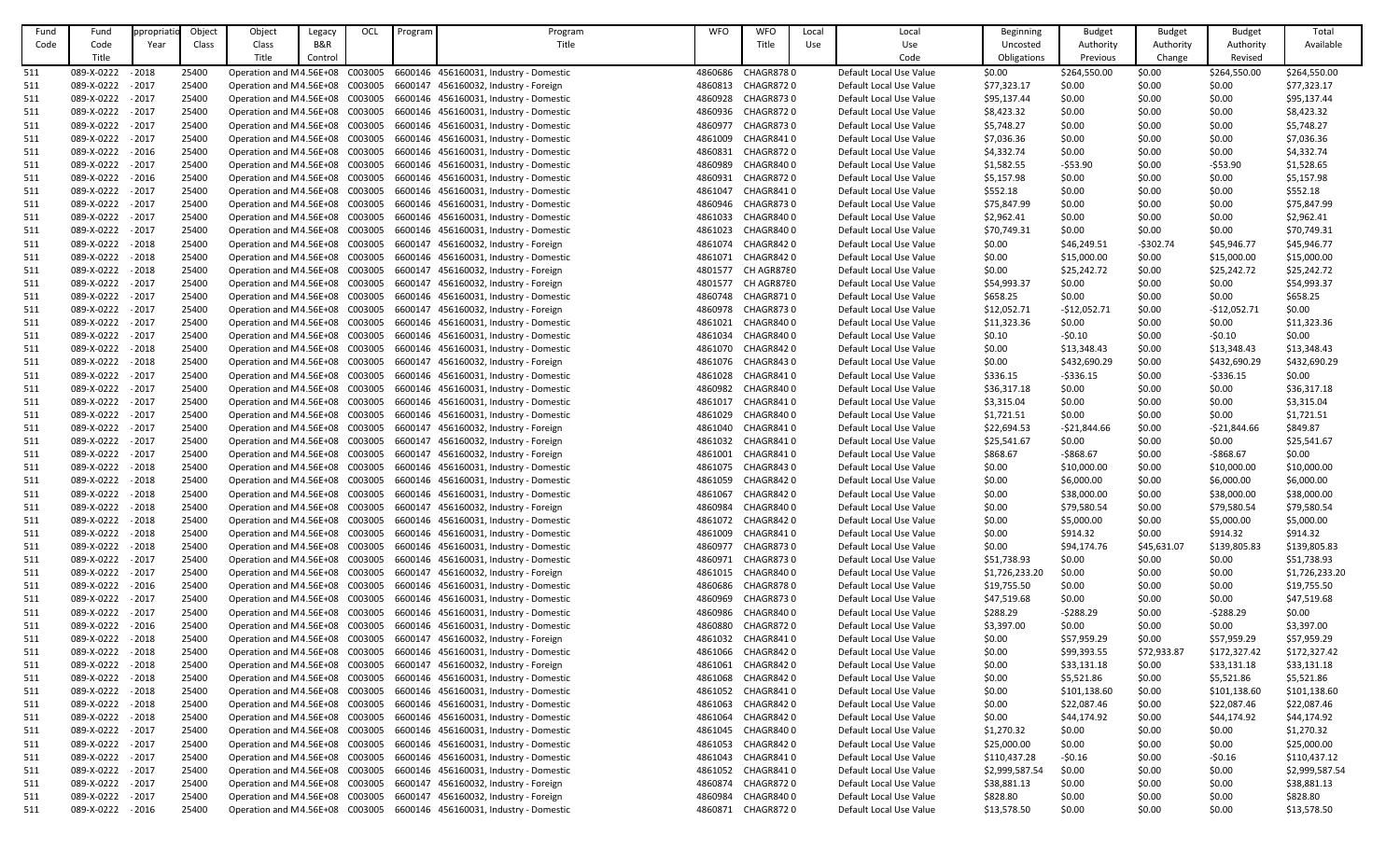| Fund Code | Fund Code Title | Appropriation Year | Object Class | Object Class Title | Legacy B&R Control | OCL | Program | Program Title | WFO | WFO Title | Local Use | Local Use Code | Beginning Uncosted Obligations | Budget Authority Previous | Budget Authority Change | Budget Authority Revised | Total Available |
|---|---|---|---|---|---|---|---|---|---|---|---|---|---|---|---|---|---|
| 511 | 089-X-0222 | -2018 | 25400 | Operation and M | 4.56E+08 | C003005 | 6600146 | 456160031, Industry - Domestic | 4860686 | CHAGR878 | 0 | Default Local Use Value | $0.00 | $264,550.00 | $0.00 | $264,550.00 | $264,550.00 |
| 511 | 089-X-0222 | -2017 | 25400 | Operation and M | 4.56E+08 | C003005 | 6600147 | 456160032, Industry - Foreign | 4860813 | CHAGR872 | 0 | Default Local Use Value | $77,323.17 | $0.00 | $0.00 | $0.00 | $77,323.17 |
| 511 | 089-X-0222 | -2017 | 25400 | Operation and M | 4.56E+08 | C003005 | 6600146 | 456160031, Industry - Domestic | 4860928 | CHAGR873 | 0 | Default Local Use Value | $95,137.44 | $0.00 | $0.00 | $0.00 | $95,137.44 |
| 511 | 089-X-0222 | -2017 | 25400 | Operation and M | 4.56E+08 | C003005 | 6600146 | 456160031, Industry - Domestic | 4860936 | CHAGR872 | 0 | Default Local Use Value | $8,423.32 | $0.00 | $0.00 | $0.00 | $8,423.32 |
| 511 | 089-X-0222 | -2017 | 25400 | Operation and M | 4.56E+08 | C003005 | 6600146 | 456160031, Industry - Domestic | 4860977 | CHAGR873 | 0 | Default Local Use Value | $5,748.27 | $0.00 | $0.00 | $0.00 | $5,748.27 |
| 511 | 089-X-0222 | -2017 | 25400 | Operation and M | 4.56E+08 | C003005 | 6600146 | 456160031, Industry - Domestic | 4861009 | CHAGR841 | 0 | Default Local Use Value | $7,036.36 | $0.00 | $0.00 | $0.00 | $7,036.36 |
| 511 | 089-X-0222 | -2016 | 25400 | Operation and M | 4.56E+08 | C003005 | 6600146 | 456160031, Industry - Domestic | 4860831 | CHAGR872 | 0 | Default Local Use Value | $4,332.74 | $0.00 | $0.00 | $0.00 | $4,332.74 |
| 511 | 089-X-0222 | -2017 | 25400 | Operation and M | 4.56E+08 | C003005 | 6600146 | 456160031, Industry - Domestic | 4860989 | CHAGR840 | 0 | Default Local Use Value | $1,582.55 | -$53.90 | $0.00 | -$53.90 | $1,528.65 |
| 511 | 089-X-0222 | -2016 | 25400 | Operation and M | 4.56E+08 | C003005 | 6600146 | 456160031, Industry - Domestic | 4860931 | CHAGR872 | 0 | Default Local Use Value | $5,157.98 | $0.00 | $0.00 | $0.00 | $5,157.98 |
| 511 | 089-X-0222 | -2017 | 25400 | Operation and M | 4.56E+08 | C003005 | 6600146 | 456160031, Industry - Domestic | 4861047 | CHAGR841 | 0 | Default Local Use Value | $552.18 | $0.00 | $0.00 | $0.00 | $552.18 |
| 511 | 089-X-0222 | -2017 | 25400 | Operation and M | 4.56E+08 | C003005 | 6600146 | 456160031, Industry - Domestic | 4860946 | CHAGR873 | 0 | Default Local Use Value | $75,847.99 | $0.00 | $0.00 | $0.00 | $75,847.99 |
| 511 | 089-X-0222 | -2017 | 25400 | Operation and M | 4.56E+08 | C003005 | 6600146 | 456160031, Industry - Domestic | 4861033 | CHAGR840 | 0 | Default Local Use Value | $2,962.41 | $0.00 | $0.00 | $0.00 | $2,962.41 |
| 511 | 089-X-0222 | -2017 | 25400 | Operation and M | 4.56E+08 | C003005 | 6600146 | 456160031, Industry - Domestic | 4861023 | CHAGR840 | 0 | Default Local Use Value | $70,749.31 | $0.00 | $0.00 | $0.00 | $70,749.31 |
| 511 | 089-X-0222 | -2018 | 25400 | Operation and M | 4.56E+08 | C003005 | 6600147 | 456160032, Industry - Foreign | 4861074 | CHAGR842 | 0 | Default Local Use Value | $0.00 | $46,249.51 | -$302.74 | $45,946.77 | $45,946.77 |
| 511 | 089-X-0222 | -2018 | 25400 | Operation and M | 4.56E+08 | C003005 | 6600146 | 456160031, Industry - Domestic | 4861071 | CHAGR842 | 0 | Default Local Use Value | $0.00 | $15,000.00 | $0.00 | $15,000.00 | $15,000.00 |
| 511 | 089-X-0222 | -2018 | 25400 | Operation and M | 4.56E+08 | C003005 | 6600147 | 456160032, Industry - Foreign | 4801577 | CH AGR878 | 0 | Default Local Use Value | $0.00 | $25,242.72 | $0.00 | $25,242.72 | $25,242.72 |
| 511 | 089-X-0222 | -2017 | 25400 | Operation and M | 4.56E+08 | C003005 | 6600147 | 456160032, Industry - Foreign | 4801577 | CH AGR878 | 0 | Default Local Use Value | $54,993.37 | $0.00 | $0.00 | $0.00 | $54,993.37 |
| 511 | 089-X-0222 | -2017 | 25400 | Operation and M | 4.56E+08 | C003005 | 6600146 | 456160031, Industry - Domestic | 4860748 | CHAGR871 | 0 | Default Local Use Value | $658.25 | $0.00 | $0.00 | $0.00 | $658.25 |
| 511 | 089-X-0222 | -2017 | 25400 | Operation and M | 4.56E+08 | C003005 | 6600147 | 456160032, Industry - Foreign | 4860978 | CHAGR873 | 0 | Default Local Use Value | $12,052.71 | -$12,052.71 | $0.00 | -$12,052.71 | $0.00 |
| 511 | 089-X-0222 | -2017 | 25400 | Operation and M | 4.56E+08 | C003005 | 6600146 | 456160031, Industry - Domestic | 4861021 | CHAGR840 | 0 | Default Local Use Value | $11,323.36 | $0.00 | $0.00 | $0.00 | $11,323.36 |
| 511 | 089-X-0222 | -2017 | 25400 | Operation and M | 4.56E+08 | C003005 | 6600146 | 456160031, Industry - Domestic | 4861034 | CHAGR840 | 0 | Default Local Use Value | $0.10 | -$0.10 | $0.00 | -$0.10 | $0.00 |
| 511 | 089-X-0222 | -2018 | 25400 | Operation and M | 4.56E+08 | C003005 | 6600146 | 456160031, Industry - Domestic | 4861070 | CHAGR842 | 0 | Default Local Use Value | $0.00 | $13,348.43 | $0.00 | $13,348.43 | $13,348.43 |
| 511 | 089-X-0222 | -2018 | 25400 | Operation and M | 4.56E+08 | C003005 | 6600147 | 456160032, Industry - Foreign | 4861076 | CHAGR843 | 0 | Default Local Use Value | $0.00 | $432,690.29 | $0.00 | $432,690.29 | $432,690.29 |
| 511 | 089-X-0222 | -2017 | 25400 | Operation and M | 4.56E+08 | C003005 | 6600146 | 456160031, Industry - Domestic | 4861028 | CHAGR841 | 0 | Default Local Use Value | $336.15 | -$336.15 | $0.00 | -$336.15 | $0.00 |
| 511 | 089-X-0222 | -2017 | 25400 | Operation and M | 4.56E+08 | C003005 | 6600146 | 456160031, Industry - Domestic | 4860982 | CHAGR840 | 0 | Default Local Use Value | $36,317.18 | $0.00 | $0.00 | $0.00 | $36,317.18 |
| 511 | 089-X-0222 | -2017 | 25400 | Operation and M | 4.56E+08 | C003005 | 6600146 | 456160031, Industry - Domestic | 4861017 | CHAGR841 | 0 | Default Local Use Value | $3,315.04 | $0.00 | $0.00 | $0.00 | $3,315.04 |
| 511 | 089-X-0222 | -2017 | 25400 | Operation and M | 4.56E+08 | C003005 | 6600146 | 456160031, Industry - Domestic | 4861029 | CHAGR840 | 0 | Default Local Use Value | $1,721.51 | $0.00 | $0.00 | $0.00 | $1,721.51 |
| 511 | 089-X-0222 | -2017 | 25400 | Operation and M | 4.56E+08 | C003005 | 6600147 | 456160032, Industry - Foreign | 4861040 | CHAGR841 | 0 | Default Local Use Value | $22,694.53 | -$21,844.66 | $0.00 | -$21,844.66 | $849.87 |
| 511 | 089-X-0222 | -2017 | 25400 | Operation and M | 4.56E+08 | C003005 | 6600147 | 456160032, Industry - Foreign | 4861032 | CHAGR841 | 0 | Default Local Use Value | $25,541.67 | $0.00 | $0.00 | $0.00 | $25,541.67 |
| 511 | 089-X-0222 | -2017 | 25400 | Operation and M | 4.56E+08 | C003005 | 6600147 | 456160032, Industry - Foreign | 4861001 | CHAGR841 | 0 | Default Local Use Value | $868.67 | -$868.67 | $0.00 | -$868.67 | $0.00 |
| 511 | 089-X-0222 | -2018 | 25400 | Operation and M | 4.56E+08 | C003005 | 6600146 | 456160031, Industry - Domestic | 4861075 | CHAGR843 | 0 | Default Local Use Value | $0.00 | $10,000.00 | $0.00 | $10,000.00 | $10,000.00 |
| 511 | 089-X-0222 | -2018 | 25400 | Operation and M | 4.56E+08 | C003005 | 6600146 | 456160031, Industry - Domestic | 4861059 | CHAGR842 | 0 | Default Local Use Value | $0.00 | $6,000.00 | $0.00 | $6,000.00 | $6,000.00 |
| 511 | 089-X-0222 | -2018 | 25400 | Operation and M | 4.56E+08 | C003005 | 6600146 | 456160031, Industry - Domestic | 4861067 | CHAGR842 | 0 | Default Local Use Value | $0.00 | $38,000.00 | $0.00 | $38,000.00 | $38,000.00 |
| 511 | 089-X-0222 | -2018 | 25400 | Operation and M | 4.56E+08 | C003005 | 6600147 | 456160032, Industry - Foreign | 4860984 | CHAGR840 | 0 | Default Local Use Value | $0.00 | $79,580.54 | $0.00 | $79,580.54 | $79,580.54 |
| 511 | 089-X-0222 | -2018 | 25400 | Operation and M | 4.56E+08 | C003005 | 6600146 | 456160031, Industry - Domestic | 4861072 | CHAGR842 | 0 | Default Local Use Value | $0.00 | $5,000.00 | $0.00 | $5,000.00 | $5,000.00 |
| 511 | 089-X-0222 | -2018 | 25400 | Operation and M | 4.56E+08 | C003005 | 6600146 | 456160031, Industry - Domestic | 4861009 | CHAGR841 | 0 | Default Local Use Value | $0.00 | $914.32 | $0.00 | $914.32 | $914.32 |
| 511 | 089-X-0222 | -2018 | 25400 | Operation and M | 4.56E+08 | C003005 | 6600146 | 456160031, Industry - Domestic | 4860977 | CHAGR873 | 0 | Default Local Use Value | $0.00 | $94,174.76 | $45,631.07 | $139,805.83 | $139,805.83 |
| 511 | 089-X-0222 | -2017 | 25400 | Operation and M | 4.56E+08 | C003005 | 6600146 | 456160031, Industry - Domestic | 4860971 | CHAGR873 | 0 | Default Local Use Value | $51,738.93 | $0.00 | $0.00 | $0.00 | $51,738.93 |
| 511 | 089-X-0222 | -2017 | 25400 | Operation and M | 4.56E+08 | C003005 | 6600147 | 456160032, Industry - Foreign | 4861015 | CHAGR840 | 0 | Default Local Use Value | $1,726,233.20 | $0.00 | $0.00 | $0.00 | $1,726,233.20 |
| 511 | 089-X-0222 | -2016 | 25400 | Operation and M | 4.56E+08 | C003005 | 6600146 | 456160031, Industry - Domestic | 4860686 | CHAGR878 | 0 | Default Local Use Value | $19,755.50 | $0.00 | $0.00 | $0.00 | $19,755.50 |
| 511 | 089-X-0222 | -2017 | 25400 | Operation and M | 4.56E+08 | C003005 | 6600146 | 456160031, Industry - Domestic | 4860969 | CHAGR873 | 0 | Default Local Use Value | $47,519.68 | $0.00 | $0.00 | $0.00 | $47,519.68 |
| 511 | 089-X-0222 | -2017 | 25400 | Operation and M | 4.56E+08 | C003005 | 6600146 | 456160031, Industry - Domestic | 4860986 | CHAGR840 | 0 | Default Local Use Value | $288.29 | -$288.29 | $0.00 | -$288.29 | $0.00 |
| 511 | 089-X-0222 | -2016 | 25400 | Operation and M | 4.56E+08 | C003005 | 6600146 | 456160031, Industry - Domestic | 4860880 | CHAGR872 | 0 | Default Local Use Value | $3,397.00 | $0.00 | $0.00 | $0.00 | $3,397.00 |
| 511 | 089-X-0222 | -2018 | 25400 | Operation and M | 4.56E+08 | C003005 | 6600147 | 456160032, Industry - Foreign | 4861032 | CHAGR841 | 0 | Default Local Use Value | $0.00 | $57,959.29 | $0.00 | $57,959.29 | $57,959.29 |
| 511 | 089-X-0222 | -2018 | 25400 | Operation and M | 4.56E+08 | C003005 | 6600146 | 456160031, Industry - Domestic | 4861066 | CHAGR842 | 0 | Default Local Use Value | $0.00 | $99,393.55 | $72,933.87 | $172,327.42 | $172,327.42 |
| 511 | 089-X-0222 | -2018 | 25400 | Operation and M | 4.56E+08 | C003005 | 6600147 | 456160032, Industry - Foreign | 4861061 | CHAGR842 | 0 | Default Local Use Value | $0.00 | $33,131.18 | $0.00 | $33,131.18 | $33,131.18 |
| 511 | 089-X-0222 | -2018 | 25400 | Operation and M | 4.56E+08 | C003005 | 6600146 | 456160031, Industry - Domestic | 4861068 | CHAGR842 | 0 | Default Local Use Value | $0.00 | $5,521.86 | $0.00 | $5,521.86 | $5,521.86 |
| 511 | 089-X-0222 | -2018 | 25400 | Operation and M | 4.56E+08 | C003005 | 6600146 | 456160031, Industry - Domestic | 4861052 | CHAGR841 | 0 | Default Local Use Value | $0.00 | $101,138.60 | $0.00 | $101,138.60 | $101,138.60 |
| 511 | 089-X-0222 | -2018 | 25400 | Operation and M | 4.56E+08 | C003005 | 6600146 | 456160031, Industry - Domestic | 4861063 | CHAGR842 | 0 | Default Local Use Value | $0.00 | $22,087.46 | $0.00 | $22,087.46 | $22,087.46 |
| 511 | 089-X-0222 | -2018 | 25400 | Operation and M | 4.56E+08 | C003005 | 6600146 | 456160031, Industry - Domestic | 4861064 | CHAGR842 | 0 | Default Local Use Value | $0.00 | $44,174.92 | $0.00 | $44,174.92 | $44,174.92 |
| 511 | 089-X-0222 | -2017 | 25400 | Operation and M | 4.56E+08 | C003005 | 6600146 | 456160031, Industry - Domestic | 4861045 | CHAGR840 | 0 | Default Local Use Value | $1,270.32 | $0.00 | $0.00 | $0.00 | $1,270.32 |
| 511 | 089-X-0222 | -2017 | 25400 | Operation and M | 4.56E+08 | C003005 | 6600146 | 456160031, Industry - Domestic | 4861053 | CHAGR842 | 0 | Default Local Use Value | $25,000.00 | $0.00 | $0.00 | $0.00 | $25,000.00 |
| 511 | 089-X-0222 | -2017 | 25400 | Operation and M | 4.56E+08 | C003005 | 6600146 | 456160031, Industry - Domestic | 4861043 | CHAGR841 | 0 | Default Local Use Value | $110,437.28 | -$0.16 | $0.00 | -$0.16 | $110,437.12 |
| 511 | 089-X-0222 | -2017 | 25400 | Operation and M | 4.56E+08 | C003005 | 6600146 | 456160031, Industry - Domestic | 4861052 | CHAGR841 | 0 | Default Local Use Value | $2,999,587.54 | $0.00 | $0.00 | $0.00 | $2,999,587.54 |
| 511 | 089-X-0222 | -2017 | 25400 | Operation and M | 4.56E+08 | C003005 | 6600147 | 456160032, Industry - Foreign | 4860874 | CHAGR872 | 0 | Default Local Use Value | $38,881.13 | $0.00 | $0.00 | $0.00 | $38,881.13 |
| 511 | 089-X-0222 | -2017 | 25400 | Operation and M | 4.56E+08 | C003005 | 6600147 | 456160032, Industry - Foreign | 4860984 | CHAGR840 | 0 | Default Local Use Value | $828.80 | $0.00 | $0.00 | $0.00 | $828.80 |
| 511 | 089-X-0222 | -2016 | 25400 | Operation and M | 4.56E+08 | C003005 | 6600146 | 456160031, Industry - Domestic | 4860871 | CHAGR872 | 0 | Default Local Use Value | $13,578.50 | $0.00 | $0.00 | $0.00 | $13,578.50 |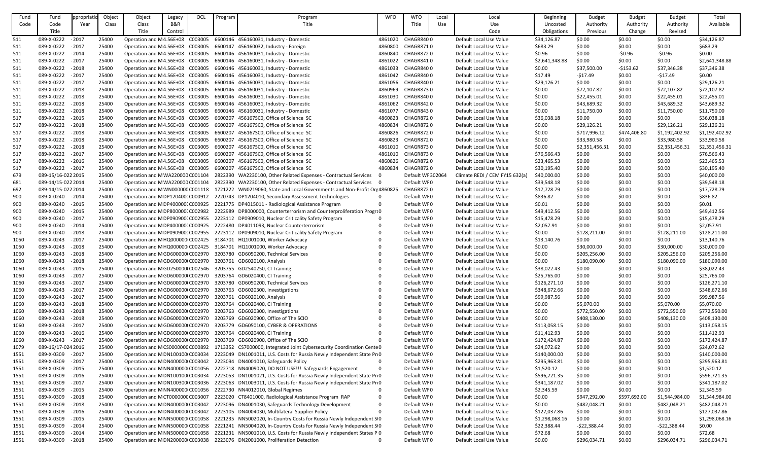| Fund Code | Fund Code Title | Appropriation Year | Object Class | Object Class Title | Legacy B&R Control | OCL | Program | Program Title | WFO | WFO Title | Local Use | Local Use Code | Beginning Uncosted Obligations | Budget Authority Previous | Budget Authority Change | Budget Authority Revised | Total Available |
|---|---|---|---|---|---|---|---|---|---|---|---|---|---|---|---|---|---|
| 511 | 089-X-0222 | - 2017 | 25400 | Operation and M | 4.56E+08 | C003005 | 6600146 | 456160031, Industry - Domestic | 4861020 | CHAGR840 | 0 | Default Local Use Value | $34,126.87 | $0.00 | $0.00 | $0.00 | $34,126.87 |
| 511 | 089-X-0222 | - 2017 | 25400 | Operation and M | 4.56E+08 | C003005 | 6600147 | 456160032, Industry - Foreign | 4860800 | CHAGR871 | 0 | Default Local Use Value | $683.29 | $0.00 | $0.00 | $0.00 | $683.29 |
| 511 | 089-X-0222 | - 2014 | 25400 | Operation and M | 4.56E+08 | C003005 | 6600146 | 456160031, Industry - Domestic | 4860840 | CHAGR872 | 0 | Default Local Use Value | $0.96 | $0.00 | -$0.96 | -$0.96 | $0.00 |
| 511 | 089-X-0222 | - 2017 | 25400 | Operation and M | 4.56E+08 | C003005 | 6600146 | 456160031, Industry - Domestic | 4861022 | CHAGR841 | 0 | Default Local Use Value | $2,641,348.88 | $0.00 | $0.00 | $0.00 | $2,641,348.88 |
| 511 | 089-X-0222 | - 2018 | 25400 | Operation and M | 4.56E+08 | C003005 | 6600146 | 456160031, Industry - Domestic | 4861033 | CHAGR840 | 0 | Default Local Use Value | $0.00 | $37,500.00 | -$153.62 | $37,346.38 | $37,346.38 |
| 511 | 089-X-0222 | - 2017 | 25400 | Operation and M | 4.56E+08 | C003005 | 6600146 | 456160031, Industry - Domestic | 4861042 | CHAGR840 | 0 | Default Local Use Value | $17.49 | -$17.49 | $0.00 | -$17.49 | $0.00 |
| 511 | 089-X-0222 | - 2017 | 25400 | Operation and M | 4.56E+08 | C003005 | 6600146 | 456160031, Industry - Domestic | 4861056 | CHAGR840 | 0 | Default Local Use Value | $29,126.21 | $0.00 | $0.00 | $0.00 | $29,126.21 |
| 511 | 089-X-0222 | - 2018 | 25400 | Operation and M | 4.56E+08 | C003005 | 6600146 | 456160031, Industry - Domestic | 4860969 | CHAGR873 | 0 | Default Local Use Value | $0.00 | $72,107.82 | $0.00 | $72,107.82 | $72,107.82 |
| 511 | 089-X-0222 | - 2018 | 25400 | Operation and M | 4.56E+08 | C003005 | 6600146 | 456160031, Industry - Domestic | 4861030 | CHAGR840 | 0 | Default Local Use Value | $0.00 | $22,455.01 | $0.00 | $22,455.01 | $22,455.01 |
| 511 | 089-X-0222 | - 2018 | 25400 | Operation and M | 4.56E+08 | C003005 | 6600146 | 456160031, Industry - Domestic | 4861062 | CHAGR842 | 0 | Default Local Use Value | $0.00 | $43,689.32 | $0.00 | $43,689.32 | $43,689.32 |
| 511 | 089-X-0222 | - 2018 | 25400 | Operation and M | 4.56E+08 | C003005 | 6600146 | 456160031, Industry - Domestic | 4861077 | CHAGR843 | 0 | Default Local Use Value | $0.00 | $11,750.00 | $0.00 | $11,750.00 | $11,750.00 |
| 517 | 089-X-0222 | - 2015 | 25400 | Operation and M | 4.56E+08 | C003005 | 6600207 | 456167SC0, Office of Science SC | 4860823 | CHAGR872 | 0 | Default Local Use Value | $36,038.18 | $0.00 | $0.00 | $0.00 | $36,038.18 |
| 517 | 089-X-0222 | - 2018 | 25400 | Operation and M | 4.56E+08 | C003005 | 6600207 | 456167SC0, Office of Science SC | 4860834 | CHAGR872 | 0 | Default Local Use Value | $0.00 | $29,126.21 | $0.00 | $29,126.21 | $29,126.21 |
| 517 | 089-X-0222 | - 2018 | 25400 | Operation and M | 4.56E+08 | C003005 | 6600207 | 456167SC0, Office of Science SC | 4860826 | CHAGR872 | 0 | Default Local Use Value | $0.00 | $717,996.12 | $474,406.80 | $1,192,402.92 | $1,192,402.92 |
| 517 | 089-X-0222 | - 2018 | 25400 | Operation and M | 4.56E+08 | C003005 | 6600207 | 456167SC0, Office of Science SC | 4860823 | CHAGR872 | 0 | Default Local Use Value | $0.00 | $33,980.58 | $0.00 | $33,980.58 | $33,980.58 |
| 517 | 089-X-0222 | - 2018 | 25400 | Operation and M | 4.56E+08 | C003005 | 6600207 | 456167SC0, Office of Science SC | 4861010 | CHAGR873 | 0 | Default Local Use Value | $0.00 | $2,351,456.31 | $0.00 | $2,351,456.31 | $2,351,456.31 |
| 517 | 089-X-0222 | - 2017 | 25400 | Operation and M | 4.56E+08 | C003005 | 6600207 | 456167SC0, Office of Science SC | 4861010 | CHAGR873 | 0 | Default Local Use Value | $76,566.43 | $0.00 | $0.00 | $0.00 | $76,566.43 |
| 517 | 089-X-0222 | - 2016 | 25400 | Operation and M | 4.56E+08 | C003005 | 6600207 | 456167SC0, Office of Science SC | 4860826 | CHAGR872 | 0 | Default Local Use Value | $23,465.53 | $0.00 | $0.00 | $0.00 | $23,465.53 |
| 517 | 089-X-0222 | - 2017 | 25400 | Operation and M | 4.56E+08 | C003005 | 6600207 | 456167SC0, Office of Science SC | 4860834 | CHAGR872 | 0 | Default Local Use Value | $30,195.40 | $0.00 | $0.00 | $0.00 | $30,195.40 |
| 679 | 089-15/16-022 | 2015 | 25400 | Operation and M | WA220000 | C001104 | 2822390 | WA2230100, Other Related Expenses - Contractual Services | 0 | Default WF | 302064 | Climate REDI / CEM FY15 632(a) | $40,000.00 | $0.00 | $0.00 | $0.00 | $40,000.00 |
| 681 | 089-14/15-022 | 2014 | 25400 | Operation and M | WA220000 | C001104 | 2822390 | WA2230100, Other Related Expenses - Contractual Services | 0 | Default WF | 0 | Default Local Use Value | $39,548.18 | $0.00 | $0.00 | $0.00 | $39,548.18 |
| 692 | 089-14/15-022 | 2014 | 25400 | Operation and M | WN000000 | C001118 | 1721222 | WN0219060, State and Local Governments and Non-Profit Org | 4860825 | CHAGR872 | 0 | Default Local Use Value | $17,728.79 | $0.00 | $0.00 | $0.00 | $17,728.79 |
| 900 | 089-X-0240 | - 2014 | 25400 | Operation and M | DP120400 | C000912 | 2220743 | DP1204010, Secondary Assessment Technologies | 0 | Default WF | 0 | Default Local Use Value | $836.82 | $0.00 | $0.00 | $0.00 | $836.82 |
| 900 | 089-X-0240 | - 2015 | 25400 | Operation and M | DP400000 | C000925 | 2221775 | DP4015011 - Radiological Assistance Program | 0 | Default WF | 0 | Default Local Use Value | $0.01 | $0.00 | $0.00 | $0.00 | $0.01 |
| 900 | 089-X-0240 | - 2015 | 25400 | Operation and M | DP800000 | C002982 | 2222989 | DP8000000, Counterterrorism and Counterproliferation Progr | 0 | Default WF | 0 | Default Local Use Value | $49,412.56 | $0.00 | $0.00 | $0.00 | $49,412.56 |
| 900 | 089-X-0240 | - 2017 | 25400 | Operation and M | DP090900 | C002955 | 2223112 | DP0909010, Nuclear Criticality Safety Program | 0 | Default WF | 0 | Default Local Use Value | $15,478.29 | $0.00 | $0.00 | $0.00 | $15,478.29 |
| 900 | 089-X-0240 | - 2014 | 25400 | Operation and M | DP400000 | C000925 | 2222480 | DP4011093, Nuclear Counterterrorism | 0 | Default WF | 0 | Default Local Use Value | $2,057.91 | $0.00 | $0.00 | $0.00 | $2,057.91 |
| 900 | 089-X-0240 | - 2018 | 25400 | Operation and M | DP090900 | C002955 | 2223112 | DP0909010, Nuclear Criticality Safety Program | 0 | Default WF | 0 | Default Local Use Value | $0.00 | $128,211.00 | $0.00 | $128,211.00 | $128,211.00 |
| 1050 | 089-X-0243 | - 2017 | 25400 | Operation and M | HQ000000 | C002425 | 3184701 | HQ1001000, Worker Advocacy | 0 | Default WF | 0 | Default Local Use Value | $13,140.76 | $0.00 | $0.00 | $0.00 | $13,140.76 |
| 1050 | 089-X-0243 | - 2018 | 25400 | Operation and M | HQ000000 | C002425 | 3184701 | HQ1001000, Worker Advocacy | 0 | Default WF | 0 | Default Local Use Value | $0.00 | $30,000.00 | $0.00 | $30,000.00 | $30,000.00 |
| 1060 | 089-X-0243 | - 2018 | 25400 | Operation and M | GD600000 | C002970 | 3203780 | GD6050200, Technical Services | 0 | Default WF | 0 | Default Local Use Value | $0.00 | $205,256.00 | $0.00 | $205,256.00 | $205,256.00 |
| 1060 | 089-X-0243 | - 2018 | 25400 | Operation and M | GD600000 | C002970 | 3203761 | GD6020100, Analysis | 0 | Default WF | 0 | Default Local Use Value | $0.00 | $180,090.00 | $0.00 | $180,090.00 | $180,090.00 |
| 1060 | 089-X-0243 | - 2015 | 25400 | Operation and M | GD250000 | C002546 | 3203755 | GD2540250, CI Training | 0 | Default WF | 0 | Default Local Use Value | $38,022.43 | $0.00 | $0.00 | $0.00 | $38,022.43 |
| 1060 | 089-X-0243 | - 2017 | 25400 | Operation and M | GD600000 | C002970 | 3203764 | GD6020400, CI Training | 0 | Default WF | 0 | Default Local Use Value | $25,765.00 | $0.00 | $0.00 | $0.00 | $25,765.00 |
| 1060 | 089-X-0243 | - 2017 | 25400 | Operation and M | GD600000 | C002970 | 3203780 | GD6050200, Technical Services | 0 | Default WF | 0 | Default Local Use Value | $126,271.10 | $0.00 | $0.00 | $0.00 | $126,271.10 |
| 1060 | 089-X-0243 | - 2017 | 25400 | Operation and M | GD600000 | C002970 | 3203763 | GD6020300, Investigations | 0 | Default WF | 0 | Default Local Use Value | $348,672.66 | $0.00 | $0.00 | $0.00 | $348,672.66 |
| 1060 | 089-X-0243 | - 2017 | 25400 | Operation and M | GD600000 | C002970 | 3203761 | GD6020100, Analysis | 0 | Default WF | 0 | Default Local Use Value | $99,987.56 | $0.00 | $0.00 | $0.00 | $99,987.56 |
| 1060 | 089-X-0243 | - 2018 | 25400 | Operation and M | GD600000 | C002970 | 3203764 | GD6020400, CI Training | 0 | Default WF | 0 | Default Local Use Value | $0.00 | $5,070.00 | $0.00 | $5,070.00 | $5,070.00 |
| 1060 | 089-X-0243 | - 2018 | 25400 | Operation and M | GD600000 | C002970 | 3203763 | GD6020300, Investigations | 0 | Default WF | 0 | Default Local Use Value | $0.00 | $772,550.00 | $0.00 | $772,550.00 | $772,550.00 |
| 1060 | 089-X-0243 | - 2018 | 25400 | Operation and M | GD600000 | C002970 | 3203769 | GD6020900, Office of The SCIO | 0 | Default WF | 0 | Default Local Use Value | $0.00 | $408,130.00 | $0.00 | $408,130.00 | $408,130.00 |
| 1060 | 089-X-0243 | - 2017 | 25400 | Operation and M | GD600000 | C002970 | 3203779 | GD6050100, CYBER & OPERATIONS | 0 | Default WF | 0 | Default Local Use Value | $113,058.15 | $0.00 | $0.00 | $0.00 | $113,058.15 |
| 1060 | 089-X-0243 | - 2016 | 25400 | Operation and M | GD600000 | C002970 | 3203764 | GD6020400, CI Training | 0 | Default WF | 0 | Default Local Use Value | $11,412.93 | $0.00 | $0.00 | $0.00 | $11,412.93 |
| 1060 | 089-X-0243 | - 2017 | 25400 | Operation and M | GD600000 | C002970 | 3203769 | GD6020900, Office of The SCIO | 0 | Default WF | 0 | Default Local Use Value | $172,424.87 | $0.00 | $0.00 | $0.00 | $172,424.87 |
| 1079 | 089-16/17-024 | 2016 | 25400 | Operation and M | CS000000 | C000892 | 1713352 | CS7000000, Integrated Joint Cybersecurity Coordination Cente | 0 | Default WF | 0 | Default Local Use Value | $24,072.62 | $0.00 | $0.00 | $0.00 | $24,072.62 |
| 1551 | 089-X-0309 | - 2017 | 25400 | Operation and M | DN100100 | C003034 | 2223049 | DN1001011, U.S. Costs for Russia Newly Independent State Pr | 0 | Default WF | 0 | Default Local Use Value | $140,000.00 | $0.00 | $0.00 | $0.00 | $140,000.00 |
| 1551 | 089-X-0309 | - 2017 | 25400 | Operation and M | DN400000 | C003042 | 2223094 | DN4001010, Safeguards Policy | 0 | Default WF | 0 | Default Local Use Value | $295,963.81 | $0.00 | $0.00 | $0.00 | $295,963.81 |
| 1551 | 089-X-0309 | - 2015 | 25400 | Operation and M | NN400000 | C001056 | 2222718 | NN4009020, DO NOT USE!!! Safeguards Engagement | 0 | Default WF | 0 | Default Local Use Value | $1,520.12 | $0.00 | $0.00 | $0.00 | $1,520.12 |
| 1551 | 089-X-0309 | - 2016 | 25400 | Operation and M | DN100100 | C003034 | 2223053 | DN1001021, U.S. Costs for Russia Newly Independent State Pr | 0 | Default WF | 0 | Default Local Use Value | $596,721.35 | $0.00 | $0.00 | $0.00 | $596,721.35 |
| 1551 | 089-X-0309 | - 2017 | 25400 | Operation and M | DN100300 | C003036 | 2223063 | DN1003011, U.S. Costs for Russia Newly Independent State Pr | 0 | Default WF | 0 | Default Local Use Value | $341,187.02 | $0.00 | $0.00 | $0.00 | $341,187.02 |
| 1551 | 089-X-0309 | - 2015 | 25400 | Operation and M | NN400000 | C001056 | 2222730 | NN4012010, Global Regimes | 0 | Default WF | 0 | Default Local Use Value | $2,345.59 | $0.00 | $0.00 | $0.00 | $2,345.59 |
| 1551 | 089-X-0309 | - 2018 | 25400 | Operation and M | CT000000 | C003007 | 2223020 | CT8401000, Radiological Assistance Program RAP | 0 | Default WF | 0 | Default Local Use Value | $0.00 | $947,292.00 | $597,692.00 | $1,544,984.00 | $1,544,984.00 |
| 1551 | 089-X-0309 | - 2018 | 25400 | Operation and M | DN400000 | C003042 | 2223096 | DN4001030, Safeguards Technology Development | 0 | Default WF | 0 | Default Local Use Value | $0.00 | $482,048.21 | $0.00 | $482,048.21 | $482,048.21 |
| 1551 | 089-X-0309 | - 2016 | 25400 | Operation and M | DN400000 | C003042 | 2223105 | DN4004030, Multilateral Supplier Policy | 0 | Default WF | 0 | Default Local Use Value | $127,037.86 | $0.00 | $0.00 | $0.00 | $127,037.86 |
| 1551 | 089-X-0309 | - 2015 | 25400 | Operation and M | NN500000 | C001058 | 2221235 | NN5002020, In-Country Costs for Russia Newly Independent St | 0 | Default WF | 0 | Default Local Use Value | $1,298,068.16 | $0.00 | $0.00 | $0.00 | $1,298,068.16 |
| 1551 | 089-X-0309 | - 2014 | 25400 | Operation and M | NN500000 | C001058 | 2221241 | NN5004020, In-Country Costs for Russia Newly Independent St | 0 | Default WF | 0 | Default Local Use Value | $22,388.44 | -$22,388.44 | $0.00 | -$22,388.44 | $0.00 |
| 1551 | 089-X-0309 | - 2014 | 25400 | Operation and M | NN500000 | C001058 | 2221231 | NN5001010, U.S. Costs for Russia Newly Independent States P | 0 | Default WF | 0 | Default Local Use Value | $72.68 | $0.00 | $0.00 | $0.00 | $72.68 |
| 1551 | 089-X-0309 | - 2018 | 25400 | Operation and M | DN200000 | C003038 | 2223076 | DN2001000, Proliferation Detection | 0 | Default WF | 0 | Default Local Use Value | $0.00 | $296,034.71 | $0.00 | $296,034.71 | $296,034.71 |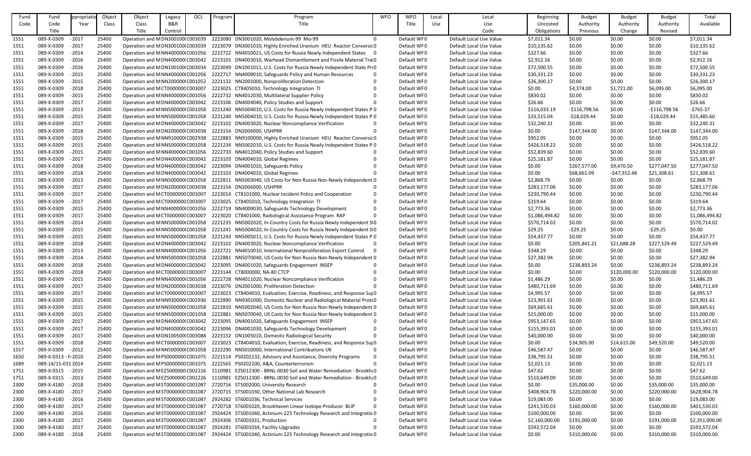| Fund Code | Fund Code Title | Appropriation Year | Object Class | Object Class Title | Legacy B&R Control | OCL | Program | Program Title | WFO | WFO Title | Local Use | Local Use Code | Beginning Uncosted Obligations | Budget Authority Previous | Budget Authority Change | Budget Authority Revised | Total Available |
|---|---|---|---|---|---|---|---|---|---|---|---|---|---|---|---|---|---|
| 1551 | 089-X-0309 | - 2017 | 25400 | Operation and M | DN300100( | C003039 | 2223080 | DN3001020, Molybdenum-99 Mo-99 | 0 | Default WF0 | | Default Local Use Value | $7,011.34 | $0.00 | $0.00 | $0.00 | $7,011.34 |
| 1551 | 089-X-0309 | - 2017 | 25400 | Operation and M | DN300100( | C003039 | 2223079 | DN3001010, Highly Enriched Uranium HEU Reactor Conversio | 0 | Default WF0 | | Default Local Use Value | $10,135.62 | $0.00 | $0.00 | $0.00 | $10,135.62 |
| 1551 | 089-X-0309 | - 2014 | 25400 | Operation and M | NN400000( | C001056 | 2222722 | NN4010021, US Costs for Russia Newly Independent States | 0 | Default WF0 | | Default Local Use Value | $327.66 | $0.00 | $0.00 | $0.00 | $327.66 |
| 1551 | 089-X-0309 | - 2016 | 25400 | Operation and M | DN400000( | C003042 | 2223101 | DN4003010, Warhead Dismantlement and Fissile Material Tra | 0 | Default WF0 | | Default Local Use Value | $2,912.16 | $0.00 | $0.00 | $0.00 | $2,912.16 |
| 1551 | 089-X-0309 | - 2016 | 25400 | Operation and M | DN100100( | C003034 | 2223049 | DN1001011, U.S. Costs for Russia Newly Independent State Pr | 0 | Default WF0 | | Default Local Use Value | $72,500.55 | $0.00 | $0.00 | $0.00 | $72,500.55 |
| 1551 | 089-X-0309 | - 2015 | 25400 | Operation and M | NN400000( | C001056 | 2222717 | NN4009010, Safeguards Policy and Human Resources | 0 | Default WF0 | | Default Local Use Value | $30,331.23 | $0.00 | $0.00 | $0.00 | $30,331.23 |
| 1551 | 089-X-0309 | - 2015 | 25400 | Operation and M | NN200000( | C001052 | 2221132 | NN2001000, Nonproliferation Detection | 0 | Default WF0 | | Default Local Use Value | $26,300.17 | $0.00 | $0.00 | $0.00 | $26,300.17 |
| 1551 | 089-X-0309 | - 2018 | 25400 | Operation and M | CT000000( | C003007 | 2223025 | CT8405010, Technology Integration TI | 0 | Default WF0 | | Default Local Use Value | $0.00 | $4,374.00 | $1,721.00 | $6,095.00 | $6,095.00 |
| 1551 | 089-X-0309 | - 2015 | 25400 | Operation and M | NN400000( | C001056 | 2222732 | NN4012030, Multilateral Supplier Policy | 0 | Default WF0 | | Default Local Use Value | $830.02 | $0.00 | $0.00 | $0.00 | $830.02 |
| 1551 | 089-X-0309 | - 2017 | 25400 | Operation and M | DN400000( | C003042 | 2223106 | DN4004040, Policy Studies and Support | 0 | Default WF0 | | Default Local Use Value | $26.66 | $0.00 | $0.00 | $0.00 | $26.66 |
| 1551 | 089-X-0309 | - 2013 | 25400 | Operation and M | NN500000( | C001058 | 2221240 | NN5004010, U.S. Costs for Russia Newly Independent States P | 0 | Default WF0 | | Default Local Use Value | $116,033.19 | -$116,798.56 | $0.00 | -$116,798.56 | -$765.37 |
| 1551 | 089-X-0309 | - 2015 | 25400 | Operation and M | NN500000( | C001058 | 2221240 | NN5004010, U.S. Costs for Russia Newly Independent States P | 0 | Default WF0 | | Default Local Use Value | $33,515.04 | -$18,029.44 | $0.00 | -$18,029.44 | $15,485.60 |
| 1551 | 089-X-0309 | - 2017 | 25400 | Operation and M | DN400000( | C003042 | 2223102 | DN4003020, Nuclear Noncompliance Verification | 0 | Default WF0 | | Default Local Use Value | $32,240.31 | $0.00 | $0.00 | $0.00 | $32,240.31 |
| 1551 | 089-X-0309 | - 2018 | 25400 | Operation and M | DN200000( | C003038 | 2223154 | DN2006000, USHPRR | 0 | Default WF0 | | Default Local Use Value | $0.00 | $147,344.00 | $0.00 | $147,344.00 | $147,344.00 |
| 1551 | 089-X-0309 | - 2015 | 25400 | Operation and M | NN910000( | C002938 | 2222883 | NN9100000, Highly Enriched Uranium HEU Reactor Conversio | 0 | Default WF0 | | Default Local Use Value | $952.05 | $0.00 | $0.00 | $0.00 | $952.05 |
| 1551 | 089-X-0309 | - 2015 | 25400 | Operation and M | NN500000( | C001058 | 2221234 | NN5002010, U.S. Costs for Russia Newly Independent States P | 0 | Default WF0 | | Default Local Use Value | $426,518.22 | $0.00 | $0.00 | $0.00 | $426,518.22 |
| 1551 | 089-X-0309 | - 2015 | 25400 | Operation and M | NN400000( | C001056 | 2222733 | NN4012040, Policy Studies and Support | 0 | Default WF0 | | Default Local Use Value | $52,839.60 | $0.00 | $0.00 | $0.00 | $52,839.60 |
| 1551 | 089-X-0309 | - 2017 | 25400 | Operation and M | DN400000( | C003042 | 2223103 | DN4004010, Global Regimes | 0 | Default WF0 | | Default Local Use Value | $25,181.87 | $0.00 | $0.00 | $0.00 | $25,181.87 |
| 1551 | 089-X-0309 | - 2018 | 25400 | Operation and M | DN400000( | C003042 | 2223094 | DN4001010, Safeguards Policy | 0 | Default WF0 | | Default Local Use Value | $0.00 | $267,577.00 | $9,470.50 | $277,047.50 | $277,047.50 |
| 1551 | 089-X-0309 | - 2018 | 25400 | Operation and M | DN400000( | C003042 | 2223103 | DN4004010, Global Regimes | 0 | Default WF0 | | Default Local Use Value | $0.00 | $68,661.09 | -$47,352.48 | $21,308.61 | $21,308.61 |
| 1551 | 089-X-0309 | - 2013 | 25400 | Operation and M | NN500000( | C001058 | 2222811 | NN5003040, US Costs for Non Russia Non-Newly Independent | 0 | Default WF0 | | Default Local Use Value | $2,868.79 | $0.00 | $0.00 | $0.00 | $2,868.79 |
| 1551 | 089-X-0309 | - 2017 | 25400 | Operation and M | DN200000( | C003038 | 2223154 | DN2006000, USHPRR | 0 | Default WF0 | | Default Local Use Value | $283,177.06 | $0.00 | $0.00 | $0.00 | $283,177.06 |
| 1551 | 089-X-0309 | - 2017 | 25400 | Operation and M | CT000000( | C003007 | 2223014 | CT8101000, Nuclear Incident Policy and Cooperation | 0 | Default WF0 | | Default Local Use Value | $230,790.44 | $0.00 | $0.00 | $0.00 | $230,790.44 |
| 1551 | 089-X-0309 | - 2017 | 25400 | Operation and M | CT000000( | C003007 | 2223025 | CT8405010, Technology Integration TI | 0 | Default WF0 | | Default Local Use Value | $319.64 | $0.00 | $0.00 | $0.00 | $319.64 |
| 1551 | 089-X-0309 | - 2015 | 25400 | Operation and M | NN400000( | C001056 | 2222719 | NN4009030, Safeguards Technology Development | 0 | Default WF0 | | Default Local Use Value | $2,773.36 | $0.00 | $0.00 | $0.00 | $2,773.36 |
| 1551 | 089-X-0309 | - 2017 | 25400 | Operation and M | CT000000( | C003007 | 2223020 | CT8401000, Radiological Assistance Program RAP | 0 | Default WF0 | | Default Local Use Value | $1,086,494.82 | $0.00 | $0.00 | $0.00 | $1,086,494.82 |
| 1551 | 089-X-0309 | - 2014 | 25400 | Operation and M | NN500000( | C001058 | 2221235 | NN5002020, In-Country Costs for Russia Newly Independent St | 0 | Default WF0 | | Default Local Use Value | $570,714.02 | $0.00 | $0.00 | $0.00 | $570,714.02 |
| 1551 | 089-X-0309 | - 2015 | 25400 | Operation and M | NN500000( | C001058 | 2221241 | NN5004020, In-Country Costs for Russia Newly Independent St | 0 | Default WF0 | | Default Local Use Value | $29.25 | -$29.25 | $0.00 | -$29.25 | $0.00 |
| 1551 | 089-X-0309 | - 2015 | 25400 | Operation and M | NN500000( | C001058 | 2221243 | NN5005011, U.S. Costs for Russia Newly Independent States P | 0 | Default WF0 | | Default Local Use Value | $54,437.77 | $0.00 | $0.00 | $0.00 | $54,437.77 |
| 1551 | 089-X-0309 | - 2018 | 25400 | Operation and M | DN400000( | C003042 | 2223102 | DN4003020, Nuclear Noncompliance Verification | 0 | Default WF0 | | Default Local Use Value | $0.00 | $205,841.21 | $21,688.28 | $227,529.49 | $227,529.49 |
| 1551 | 089-X-0309 | - 2013 | 25400 | Operation and M | NN400000( | C001056 | 2222721 | NN4010010, International Nonproliferation Export Control | 0 | Default WF0 | | Default Local Use Value | $348.29 | $0.00 | $0.00 | $0.00 | $348.29 |
| 1551 | 089-X-0309 | - 2014 | 25400 | Operation and M | NN500000( | C001058 | 2222881 | NN5070040, US Costs for Non Russia Non-Newly Independent | 0 | Default WF0 | | Default Local Use Value | $27,382.94 | $0.00 | $0.00 | $0.00 | $27,382.94 |
| 1551 | 089-X-0309 | - 2018 | 25400 | Operation and M | DN400000( | C003042 | 2223095 | DN4001020, Safeguards Engagement INSEP | 0 | Default WF0 | | Default Local Use Value | $0.00 | $238,893.24 | $0.00 | $238,893.24 | $238,893.24 |
| 1551 | 089-X-0309 | - 2018 | 25400 | Operation and M | CT000000( | C003007 | 2223144 | CT8000000, NA-80 CTCP | 0 | Default WF0 | | Default Local Use Value | $0.00 | $0.00 | $120,000.00 | $120,000.00 | $120,000.00 |
| 1551 | 089-X-0309 | - 2015 | 25400 | Operation and M | NN400000( | C001056 | 2222728 | NN4011020, Nuclear Noncompliance Verification | 0 | Default WF0 | | Default Local Use Value | $1,486.29 | $0.00 | $0.00 | $0.00 | $1,486.29 |
| 1551 | 089-X-0309 | - 2017 | 25400 | Operation and M | DN200000( | C003038 | 2223076 | DN2001000, Proliferation Detection | 0 | Default WF0 | | Default Local Use Value | $480,711.69 | $0.00 | $0.00 | $0.00 | $480,711.69 |
| 1551 | 089-X-0309 | - 2017 | 25400 | Operation and M | CT000000( | C003007 | 2223023 | CT8404010, Evaluation, Exercise, Readiness, and Response Sup | 0 | Default WF0 | | Default Local Use Value | $4,995.57 | $0.00 | $0.00 | $0.00 | $4,995.57 |
| 1551 | 089-X-0309 | - 2015 | 25400 | Operation and M | NN930000( | C002936 | 2222890 | NN9301000, Domestic Nuclear and Radiological Material Prote | 0 | Default WF0 | | Default Local Use Value | $23,901.61 | $0.00 | $0.00 | $0.00 | $23,901.61 |
| 1551 | 089-X-0309 | - 2015 | 25400 | Operation and M | NN500000( | C001058 | 2222810 | NN5002040, US Costs for Non Russia Non-Newly Independent | 0 | Default WF0 | | Default Local Use Value | $69,665.61 | $0.00 | $0.00 | $0.00 | $69,665.61 |
| 1551 | 089-X-0309 | - 2015 | 25400 | Operation and M | NN500000( | C001058 | 2222881 | NN5070040, US Costs for Non Russia Non-Newly Independent | 0 | Default WF0 | | Default Local Use Value | $15,000.00 | $0.00 | $0.00 | $0.00 | $15,000.00 |
| 1551 | 089-X-0309 | - 2017 | 25400 | Operation and M | DN400000( | C003042 | 2223095 | DN4001020, Safeguards Engagement INSEP | 0 | Default WF0 | | Default Local Use Value | $953,147.65 | $0.00 | $0.00 | $0.00 | $953,147.65 |
| 1551 | 089-X-0309 | - 2017 | 25400 | Operation and M | DN400000( | C003042 | 2223096 | DN4001030, Safeguards Technology Development | 0 | Default WF0 | | Default Local Use Value | $155,393.01 | $0.00 | $0.00 | $0.00 | $155,393.01 |
| 1551 | 089-X-0309 | - 2017 | 25400 | Operation and M | DN100500( | C003088 | 2223152 | DN1005010, Domestic Radiological Security | 0 | Default WF0 | | Default Local Use Value | $40,000.00 | $0.00 | $0.00 | $0.00 | $40,000.00 |
| 1551 | 089-X-0309 | - 2018 | 25400 | Operation and M | CT000000( | C003007 | 2223023 | CT8404010, Evaluation, Exercise, Readiness, and Response Sup | 0 | Default WF0 | | Default Local Use Value | $0.00 | $34,905.00 | $14,615.00 | $49,520.00 | $49,520.00 |
| 1557 | 089-X-0309 | - 2012 | 25400 | Operation and M | NN500000( | C001058 | 2222290 | NN5010000, International Contributions UK | 0 | Default WF0 | | Default Local Use Value | $46,587.47 | $0.00 | $0.00 | $0.00 | $46,587.47 |
| 1650 | 089-X-0313 - F | 2010 | 25400 | Operation and M | PS000000( | C001075 | 2221514 | PS0202132, Advisory and Assistance, Diversity Programs | 0 | Default WF0 | | Default Local Use Value | $38,795.51 | $0.00 | $0.00 | $0.00 | $38,795.51 |
| 1689 | 089-14/15-031 | 2014 | 25400 | Operation and M | PS000000( | C001075 | 2222565 | PS0202200, A&A, Counterterrorism | 0 | Default WF0 | | Default Local Use Value | $2,021.13 | $0.00 | $0.00 | $0.00 | $2,021.13 |
| 1751 | 089-X-0315 | - 2015 | 25400 | Operation and M | EZ500000( | C002226 | 1110981 | EZ5012300 - BRNL-0030 Soil and Water Remediation - Brookh | 0 | Default WF0 | | Default Local Use Value | $47.62 | $0.00 | $0.00 | $0.00 | $47.62 |
| 1751 | 089-X-0315 | - 2013 | 25400 | Operation and M | EZ500000( | C002226 | 1110981 | EZ5012300 - BRNL-0030 Soil and Water Remediation - Brookh | 0 | Default WF0 | | Default Local Use Value | $510,649.00 | $0.00 | $0.00 | $0.00 | $510,649.00 |
| 2300 | 089-X-4180 | - 2018 | 25400 | Operation and M | ST000000( | C001087 | 2720716 | ST5002000, University Research | 0 | Default WF0 | | Default Local Use Value | $0.00 | $35,000.00 | $0.00 | $35,000.00 | $35,000.00 |
| 2300 | 089-X-4180 | - 2017 | 25400 | Operation and M | ST000000( | C001087 | 2720715 | ST5001030, Other National Lab Research | 0 | Default WF0 | | Default Local Use Value | $408,904.78 | $220,000.00 | $0.00 | $220,000.00 | $628,904.78 |
| 2300 | 089-X-4180 | - 2016 | 25400 | Operation and M | ST000000( | C001087 | 2924282 | ST6001036, Technical Services | 0 | Default WF0 | | Default Local Use Value | $19,083.00 | $0.00 | $0.00 | $0.00 | $19,083.00 |
| 2300 | 089-X-4180 | - 2017 | 25400 | Operation and M | ST000000( | C001087 | 2720718 | ST6001020, Brookhaven Linear Isotope Producer BLIP | 0 | Default WF0 | | Default Local Use Value | $241,530.03 | $160,000.00 | $0.00 | $160,000.00 | $401,530.03 |
| 2300 | 089-X-4180 | - 2016 | 25400 | Operation and M | ST000000( | C001087 | 2924424 | ST5001040, Actinium-225 Technology Research and Integratio | 0 | Default WF0 | | Default Local Use Value | $100,000.00 | $0.00 | $0.00 | $0.00 | $100,000.00 |
| 2300 | 089-X-4180 | - 2017 | 25400 | Operation and M | ST000000( | C001087 | 2924306 | ST6001031, Production | 0 | Default WF0 | | Default Local Use Value | $2,160,000.00 | $191,000.00 | $0.00 | $191,000.00 | $2,351,000.00 |
| 2300 | 089-X-4180 | - 2017 | 25400 | Operation and M | ST000000( | C001087 | 2924281 | ST6001034, Facility Upgrades | 0 | Default WF0 | | Default Local Use Value | $592,572.04 | $0.00 | $0.00 | $0.00 | $592,572.04 |
| 2300 | 089-X-4180 | - 2018 | 25400 | Operation and M | ST000000( | C001087 | 2924424 | ST5001040, Actinium-225 Technology Research and Integratio | 0 | Default WF0 | | Default Local Use Value | $0.00 | $310,000.00 | $0.00 | $310,000.00 | $310,000.00 |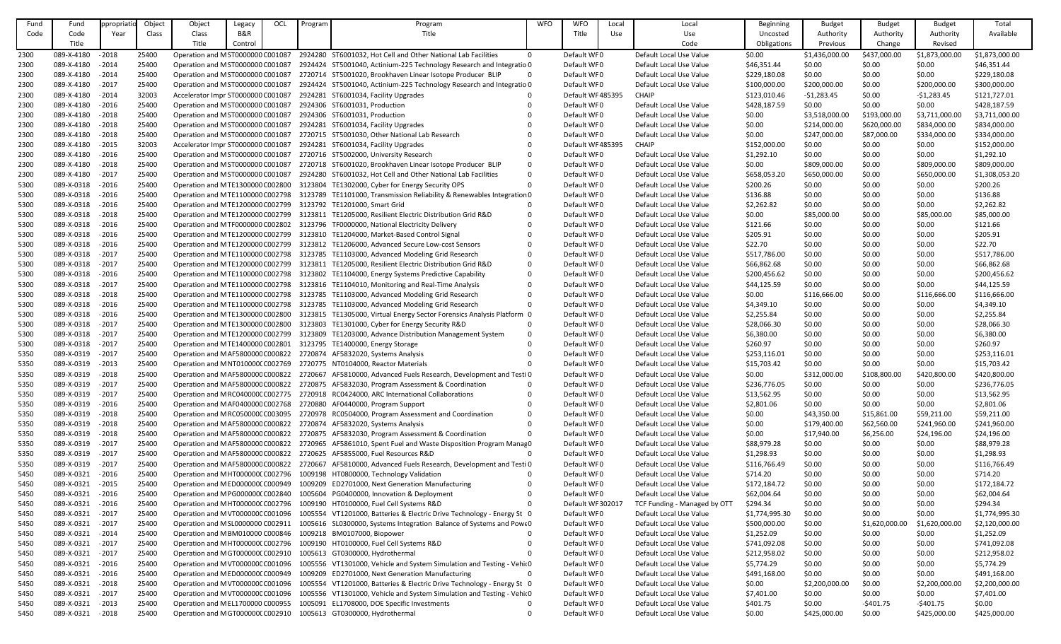| Fund Code | Fund Code Title | Appropriation Year | Object Class | Object Class Title | Legacy B&R Control | OCL | Program | Program Title | WFO | WFO Title | Local Use | Local Use Code | Beginning Uncosted Obligations | Budget Authority Previous | Budget Authority Change | Budget Authority Revised | Total Available |
|---|---|---|---|---|---|---|---|---|---|---|---|---|---|---|---|---|---|
| 2300 | 089-X-4180 | - 2018 | 25400 | Operation and MST0000000 | | C001087 | 2924280 | ST6001032, Hot Cell and Other National Lab Facilities | 0 | Default WF0 | | Default Local Use Value | $0.00 | $1,436,000.00 | $437,000.00 | $1,873,000.00 | $1,873,000.00 |
| 2300 | 089-X-4180 | - 2014 | 25400 | Operation and MST0000000 | | C001087 | 2924424 | ST5001040, Actinium-225 Technology Research and Integratio | 0 | Default WF0 | | Default Local Use Value | $46,351.44 | $0.00 | $0.00 | $0.00 | $46,351.44 |
| 2300 | 089-X-4180 | - 2014 | 25400 | Operation and MST0000000 | | C001087 | 2720714 | ST5001020, Brookhaven Linear Isotope Producer BLIP | 0 | Default WF0 | | Default Local Use Value | $229,180.08 | $0.00 | $0.00 | $0.00 | $229,180.08 |
| 2300 | 089-X-4180 | - 2017 | 25400 | Operation and MST0000000 | | C001087 | 2924424 | ST5001040, Actinium-225 Technology Research and Integratio | 0 | Default WF0 | | Default Local Use Value | $100,000.00 | $200,000.00 | $0.00 | $200,000.00 | $300,000.00 |
| 2300 | 089-X-4180 | - 2014 | 32003 | Accelerator Impr | ST0000000 | C001087 | 2924281 | ST6001034, Facility Upgrades | 0 | Default WF | 485395 | CHAIP | $123,010.46 | -$1,283.45 | $0.00 | -$1,283.45 | $121,727.01 |
| 2300 | 089-X-4180 | - 2016 | 25400 | Operation and MST0000000 | | C001087 | 2924306 | ST6001031, Production | 0 | Default WF0 | | Default Local Use Value | $428,187.59 | $0.00 | $0.00 | $0.00 | $428,187.59 |
| 2300 | 089-X-4180 | - 2018 | 25400 | Operation and MST0000000 | | C001087 | 2924306 | ST6001031, Production | 0 | Default WF0 | | Default Local Use Value | $0.00 | $3,518,000.00 | $193,000.00 | $3,711,000.00 | $3,711,000.00 |
| 2300 | 089-X-4180 | - 2018 | 25400 | Operation and MST0000000 | | C001087 | 2924281 | ST6001034, Facility Upgrades | 0 | Default WF0 | | Default Local Use Value | $0.00 | $214,000.00 | $620,000.00 | $834,000.00 | $834,000.00 |
| 2300 | 089-X-4180 | - 2018 | 25400 | Operation and MST0000000 | | C001087 | 2720715 | ST5001030, Other National Lab Research | 0 | Default WF0 | | Default Local Use Value | $0.00 | $247,000.00 | $87,000.00 | $334,000.00 | $334,000.00 |
| 2300 | 089-X-4180 | - 2015 | 32003 | Accelerator Impr | ST0000000 | C001087 | 2924281 | ST6001034, Facility Upgrades | 0 | Default WF | 485395 | CHAIP | $152,000.00 | $0.00 | $0.00 | $0.00 | $152,000.00 |
| 2300 | 089-X-4180 | - 2016 | 25400 | Operation and MST0000000 | | C001087 | 2720716 | ST5002000, University Research | 0 | Default WF0 | | Default Local Use Value | $1,292.10 | $0.00 | $0.00 | $0.00 | $1,292.10 |
| 2300 | 089-X-4180 | - 2018 | 25400 | Operation and MST0000000 | | C001087 | 2720718 | ST6001020, Brookhaven Linear Isotope Producer BLIP | 0 | Default WF0 | | Default Local Use Value | $0.00 | $809,000.00 | $0.00 | $809,000.00 | $809,000.00 |
| 2300 | 089-X-4180 | - 2017 | 25400 | Operation and MST0000000 | | C001087 | 2924280 | ST6001032, Hot Cell and Other National Lab Facilities | 0 | Default WF0 | | Default Local Use Value | $658,053.20 | $650,000.00 | $0.00 | $650,000.00 | $1,308,053.20 |
| 5300 | 089-X-0318 | - 2016 | 25400 | Operation and MTE1300000 | | C002800 | 3123804 | TE1302000, Cyber for Energy Security OPS | 0 | Default WF0 | | Default Local Use Value | $200.26 | $0.00 | $0.00 | $0.00 | $200.26 |
| 5300 | 089-X-0318 | - 2016 | 25400 | Operation and MTE1100000 | | C002798 | 3123789 | TE1101000, Transmission Reliability & Renewables Integration | 0 | Default WF0 | | Default Local Use Value | $136.88 | $0.00 | $0.00 | $0.00 | $136.88 |
| 5300 | 089-X-0318 | - 2016 | 25400 | Operation and MTE1200000 | | C002799 | 3123792 | TE1201000, Smart Grid | 0 | Default WF0 | | Default Local Use Value | $2,262.82 | $0.00 | $0.00 | $0.00 | $2,262.82 |
| 5300 | 089-X-0318 | - 2018 | 25400 | Operation and MTE1200000 | | C002799 | 3123811 | TE1205000, Resilient Electric Distribution Grid R&D | 0 | Default WF0 | | Default Local Use Value | $0.00 | $85,000.00 | $0.00 | $85,000.00 | $85,000.00 |
| 5300 | 089-X-0318 | - 2016 | 25400 | Operation and MTF0000000 | | C002802 | 3123796 | TF0000000, National Electricity Delivery | 0 | Default WF0 | | Default Local Use Value | $121.66 | $0.00 | $0.00 | $0.00 | $121.66 |
| 5300 | 089-X-0318 | - 2016 | 25400 | Operation and MTE1200000 | | C002799 | 3123810 | TE1204000, Market-Based Control Signal | 0 | Default WF0 | | Default Local Use Value | $205.91 | $0.00 | $0.00 | $0.00 | $205.91 |
| 5300 | 089-X-0318 | - 2016 | 25400 | Operation and MTE1200000 | | C002799 | 3123812 | TE1206000, Advanced Secure Low-cost Sensors | 0 | Default WF0 | | Default Local Use Value | $22.70 | $0.00 | $0.00 | $0.00 | $22.70 |
| 5300 | 089-X-0318 | - 2017 | 25400 | Operation and MTE1100000 | | C002798 | 3123785 | TE1103000, Advanced Modeling Grid Research | 0 | Default WF0 | | Default Local Use Value | $517,786.00 | $0.00 | $0.00 | $0.00 | $517,786.00 |
| 5300 | 089-X-0318 | - 2017 | 25400 | Operation and MTE1200000 | | C002799 | 3123811 | TE1205000, Resilient Electric Distribution Grid R&D | 0 | Default WF0 | | Default Local Use Value | $66,862.68 | $0.00 | $0.00 | $0.00 | $66,862.68 |
| 5300 | 089-X-0318 | - 2016 | 25400 | Operation and MTE1100000 | | C002798 | 3123802 | TE1104000, Energy Systems Predictive Capability | 0 | Default WF0 | | Default Local Use Value | $200,456.62 | $0.00 | $0.00 | $0.00 | $200,456.62 |
| 5300 | 089-X-0318 | - 2017 | 25400 | Operation and MTE1100000 | | C002798 | 3123816 | TE1104010, Monitoring and Real-Time Analysis | 0 | Default WF0 | | Default Local Use Value | $44,125.59 | $0.00 | $0.00 | $0.00 | $44,125.59 |
| 5300 | 089-X-0318 | - 2018 | 25400 | Operation and MTE1100000 | | C002798 | 3123785 | TE1103000, Advanced Modeling Grid Research | 0 | Default WF0 | | Default Local Use Value | $0.00 | $116,666.00 | $0.00 | $116,666.00 | $116,666.00 |
| 5300 | 089-X-0318 | - 2016 | 25400 | Operation and MTE1100000 | | C002798 | 3123785 | TE1103000, Advanced Modeling Grid Research | 0 | Default WF0 | | Default Local Use Value | $4,349.10 | $0.00 | $0.00 | $0.00 | $4,349.10 |
| 5300 | 089-X-0318 | - 2016 | 25400 | Operation and MTE1300000 | | C002800 | 3123815 | TE1305000, Virtual Energy Sector Forensics Analysis Platform | 0 | Default WF0 | | Default Local Use Value | $2,255.84 | $0.00 | $0.00 | $0.00 | $2,255.84 |
| 5300 | 089-X-0318 | - 2017 | 25400 | Operation and MTE1300000 | | C002800 | 3123803 | TE1301000, Cyber for Energy Security R&D | 0 | Default WF0 | | Default Local Use Value | $28,066.30 | $0.00 | $0.00 | $0.00 | $28,066.30 |
| 5300 | 089-X-0318 | - 2017 | 25400 | Operation and MTE1200000 | | C002799 | 3123809 | TE1203000, Advance Distribution Management System | 0 | Default WF0 | | Default Local Use Value | $6,380.00 | $0.00 | $0.00 | $0.00 | $6,380.00 |
| 5300 | 089-X-0318 | - 2017 | 25400 | Operation and MTE1400000 | | C002801 | 3123795 | TE1400000, Energy Storage | 0 | Default WF0 | | Default Local Use Value | $260.97 | $0.00 | $0.00 | $0.00 | $260.97 |
| 5350 | 089-X-0319 | - 2017 | 25400 | Operation and MAF5800000 | | C000822 | 2720874 | AF5832020, Systems Analysis | 0 | Default WF0 | | Default Local Use Value | $253,116.01 | $0.00 | $0.00 | $0.00 | $253,116.01 |
| 5350 | 089-X-0319 | - 2013 | 25400 | Operation and MNT010000 | | C002769 | 2720775 | NT0104000, Reactor Materials | 0 | Default WF0 | | Default Local Use Value | $15,703.42 | $0.00 | $0.00 | $0.00 | $15,703.42 |
| 5350 | 089-X-0319 | - 2018 | 25400 | Operation and MAF5800000 | | C000822 | 2720667 | AF5810000, Advanced Fuels Research, Development and Testi | 0 | Default WF0 | | Default Local Use Value | $0.00 | $312,000.00 | $108,800.00 | $420,800.00 | $420,800.00 |
| 5350 | 089-X-0319 | - 2017 | 25400 | Operation and MAF5800000 | | C000822 | 2720875 | AF5832030, Program Assessment & Coordination | 0 | Default WF0 | | Default Local Use Value | $236,776.05 | $0.00 | $0.00 | $0.00 | $236,776.05 |
| 5350 | 089-X-0319 | - 2017 | 25400 | Operation and MRC040000 | | C002775 | 2720918 | RC0424000, ARC International Collaborations | 0 | Default WF0 | | Default Local Use Value | $13,562.95 | $0.00 | $0.00 | $0.00 | $13,562.95 |
| 5350 | 089-X-0319 | - 2016 | 25400 | Operation and MAF0400000 | | C002768 | 2720880 | AF0440000, Program Support | 0 | Default WF0 | | Default Local Use Value | $2,801.06 | $0.00 | $0.00 | $0.00 | $2,801.06 |
| 5350 | 089-X-0319 | - 2018 | 25400 | Operation and MRC050000 | | C003095 | 2720978 | RC0504000, Program Assessment and Coordination | 0 | Default WF0 | | Default Local Use Value | $0.00 | $43,350.00 | $15,861.00 | $59,211.00 | $59,211.00 |
| 5350 | 089-X-0319 | - 2018 | 25400 | Operation and MAF5800000 | | C000822 | 2720874 | AF5832020, Systems Analysis | 0 | Default WF0 | | Default Local Use Value | $0.00 | $179,400.00 | $62,560.00 | $241,960.00 | $241,960.00 |
| 5350 | 089-X-0319 | - 2018 | 25400 | Operation and MAF5800000 | | C000822 | 2720875 | AF5832030, Program Assessment & Coordination | 0 | Default WF0 | | Default Local Use Value | $0.00 | $17,940.00 | $6,256.00 | $24,196.00 | $24,196.00 |
| 5350 | 089-X-0319 | - 2017 | 25400 | Operation and MAF5800000 | | C000822 | 2720965 | AF5861010, Spent Fuel and Waste Disposition Program Manag | 0 | Default WF0 | | Default Local Use Value | $88,979.28 | $0.00 | $0.00 | $0.00 | $88,979.28 |
| 5350 | 089-X-0319 | - 2017 | 25400 | Operation and MAF5800000 | | C000822 | 2720625 | AF5855000, Fuel Resources R&D | 0 | Default WF0 | | Default Local Use Value | $1,298.93 | $0.00 | $0.00 | $0.00 | $1,298.93 |
| 5350 | 089-X-0319 | - 2017 | 25400 | Operation and MAF5800000 | | C000822 | 2720667 | AF5810000, Advanced Fuels Research, Development and Testi | 0 | Default WF0 | | Default Local Use Value | $116,766.49 | $0.00 | $0.00 | $0.00 | $116,766.49 |
| 5450 | 089-X-0321 | - 2016 | 25400 | Operation and MHT000000 | | C002796 | 1009198 | HT0800000, Technology Validation | 0 | Default WF0 | | Default Local Use Value | $714.20 | $0.00 | $0.00 | $0.00 | $714.20 |
| 5450 | 089-X-0321 | - 2015 | 25400 | Operation and MED000000 | | C000949 | 1009209 | ED2701000, Next Generation Manufacturing | 0 | Default WF0 | | Default Local Use Value | $172,184.72 | $0.00 | $0.00 | $0.00 | $172,184.72 |
| 5450 | 089-X-0321 | - 2016 | 25400 | Operation and MPG000000 | | C002840 | 1005604 | PG0400000, Innovation & Deployment | 0 | Default WF0 | | Default Local Use Value | $62,004.64 | $0.00 | $0.00 | $0.00 | $62,004.64 |
| 5450 | 089-X-0321 | - 2016 | 25400 | Operation and MHT000000 | | C002796 | 1009190 | HT0100000, Fuel Cell Systems R&D | 0 | Default WF | 302017 | TCF Funding - Managed by OTT | $294.34 | $0.00 | $0.00 | $0.00 | $294.34 |
| 5450 | 089-X-0321 | - 2017 | 25400 | Operation and MVT000000 | | C001096 | 1005554 | VT1201000, Batteries & Electric Drive Technology - Energy St | 0 | Default WF0 | | Default Local Use Value | $1,774,995.30 | $0.00 | $0.00 | $0.00 | $1,774,995.30 |
| 5450 | 089-X-0321 | - 2017 | 25400 | Operation and MSL000000 | | C002911 | 1005616 | SL0300000, Systems Integration Balance of Systems and Powe | 0 | Default WF0 | | Default Local Use Value | $500,000.00 | $0.00 | $1,620,000.00 | $1,620,000.00 | $2,120,000.00 |
| 5450 | 089-X-0321 | - 2014 | 25400 | Operation and MBM010000 | | C000846 | 1009218 | BM0107000, Biopower | 0 | Default WF0 | | Default Local Use Value | $1,252.09 | $0.00 | $0.00 | $0.00 | $1,252.09 |
| 5450 | 089-X-0321 | - 2017 | 25400 | Operation and MHT000000 | | C002796 | 1009190 | HT0100000, Fuel Cell Systems R&D | 0 | Default WF0 | | Default Local Use Value | $741,092.08 | $0.00 | $0.00 | $0.00 | $741,092.08 |
| 5450 | 089-X-0321 | - 2017 | 25400 | Operation and MGT000000 | | C002910 | 1005613 | GT0300000, Hydrothermal | 0 | Default WF0 | | Default Local Use Value | $212,958.02 | $0.00 | $0.00 | $0.00 | $212,958.02 |
| 5450 | 089-X-0321 | - 2016 | 25400 | Operation and MVT000000 | | C001096 | 1005556 | VT1301000, Vehicle and System Simulation and Testing - Vehic | 0 | Default WF0 | | Default Local Use Value | $5,774.29 | $0.00 | $0.00 | $0.00 | $5,774.29 |
| 5450 | 089-X-0321 | - 2016 | 25400 | Operation and MED000000 | | C000949 | 1009209 | ED2701000, Next Generation Manufacturing | 0 | Default WF0 | | Default Local Use Value | $491,168.00 | $0.00 | $0.00 | $0.00 | $491,168.00 |
| 5450 | 089-X-0321 | - 2018 | 25400 | Operation and MVT000000 | | C001096 | 1005554 | VT1201000, Batteries & Electric Drive Technology - Energy St | 0 | Default WF0 | | Default Local Use Value | $0.00 | $2,200,000.00 | $0.00 | $2,200,000.00 | $2,200,000.00 |
| 5450 | 089-X-0321 | - 2017 | 25400 | Operation and MVT000000 | | C001096 | 1005556 | VT1301000, Vehicle and System Simulation and Testing - Vehic | 0 | Default WF0 | | Default Local Use Value | $7,401.00 | $0.00 | $0.00 | $0.00 | $7,401.00 |
| 5450 | 089-X-0321 | - 2013 | 25400 | Operation and MEL1700000 | | C000955 | 1005091 | EL1708000, DOE Specific Investments | 0 | Default WF0 | | Default Local Use Value | $401.75 | $0.00 | -$401.75 | -$401.75 | $0.00 |
| 5450 | 089-X-0321 | - 2018 | 25400 | Operation and MGT000000 | | C002910 | 1005613 | GT0300000, Hydrothermal | 0 | Default WF0 | | Default Local Use Value | $0.00 | $425,000.00 | $0.00 | $425,000.00 | $425,000.00 |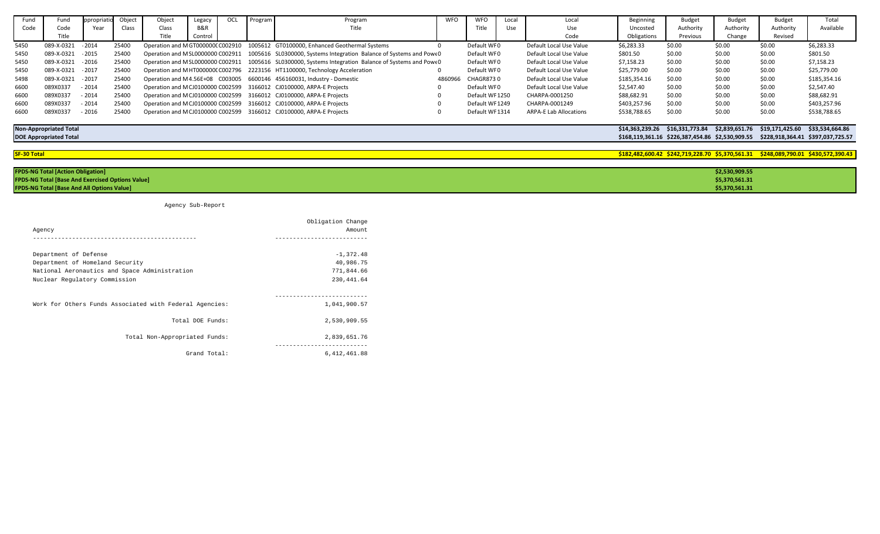| Fund Code | Fund Code Title | Appropriation Year | Object Class | Object Class Title | Legacy B&R Control | OCL | Program | Program Title | WFO | WFO Title | Local Use | Local Use Code | Beginning Uncosted Obligations | Budget Authority Previous | Budget Authority Change | Budget Authority Revised | Total Available |
|---|---|---|---|---|---|---|---|---|---|---|---|---|---|---|---|---|---|
| 5450 | 089-X-0321 | - 2014 | 25400 | Operation and M | GT0000000 | C002910 | 1005612 | GT0100000, Enhanced Geothermal Systems | 0 | Default WFO | 0 | Default Local Use Value | $6,283.33 | $0.00 | $0.00 | $0.00 | $6,283.33 |
| 5450 | 089-X-0321 | - 2015 | 25400 | Operation and M | SL0000000 | C002911 | 1005616 | SL0300000, Systems Integration Balance of Systems and Powe | 0 | Default WFO | 0 | Default Local Use Value | $801.50 | $0.00 | $0.00 | $0.00 | $801.50 |
| 5450 | 089-X-0321 | - 2016 | 25400 | Operation and M | SL0000000 | C002911 | 1005616 | SL0300000, Systems Integration Balance of Systems and Powe | 0 | Default WFO | 0 | Default Local Use Value | $7,158.23 | $0.00 | $0.00 | $0.00 | $7,158.23 |
| 5450 | 089-X-0321 | - 2017 | 25400 | Operation and M | HT0000000 | C002796 | 2223156 | HT1100000, Technology Acceleration | 0 | Default WFO | 0 | Default Local Use Value | $25,779.00 | $0.00 | $0.00 | $0.00 | $25,779.00 |
| 5498 | 089-X-0321 | - 2017 | 25400 | Operation and M | 4.56E+08 | C003005 | 6600146 | 456160031, Industry - Domestic | 4860966 | CHAGR873 | 0 | Default Local Use Value | $185,354.16 | $0.00 | $0.00 | $0.00 | $185,354.16 |
| 6600 | 089X0337 | - 2014 | 25400 | Operation and M | CJ0100000 | C002599 | 3166012 | CJ0100000, ARPA-E Projects | 0 | Default WFO | 0 | Default Local Use Value | $2,547.40 | $0.00 | $0.00 | $0.00 | $2,547.40 |
| 6600 | 089X0337 | - 2014 | 25400 | Operation and M | CJ0100000 | C002599 | 3166012 | CJ0100000, ARPA-E Projects | 0 | Default WF | 1250 | CHARPA-0001250 | $88,682.91 | $0.00 | $0.00 | $0.00 | $88,682.91 |
| 6600 | 089X0337 | - 2014 | 25400 | Operation and M | CJ0100000 | C002599 | 3166012 | CJ0100000, ARPA-E Projects | 0 | Default WF | 1249 | CHARPA-0001249 | $403,257.96 | $0.00 | $0.00 | $0.00 | $403,257.96 |
| 6600 | 089X0337 | - 2016 | 25400 | Operation and M | CJ0100000 | C002599 | 3166012 | CJ0100000, ARPA-E Projects | 0 | Default WF | 1314 | ARPA-E Lab Allocations | $538,788.65 | $0.00 | $0.00 | $0.00 | $538,788.65 |
| **Non-Appropriated Total** | | | | | | | | | | | | | $14,363,239.26 | $16,331,773.84 | $2,839,651.76 | $19,171,425.60 | $33,534,664.86 |
| **DOE Appropriated Total** | | | | | | | | | | | | | $168,119,361.16 | $226,387,454.86 | $2,530,909.55 | $228,918,364.41 | $397,037,725.57 |
| **SF-30 Total** | | | | | | | | | | | | | $182,482,600.42 | $242,719,228.70 | $5,370,561.31 | $248,089,790.01 | $430,572,390.43 |

| | |
|---|---|
| **FPDS-NG Total [Action Obligation]** | $2,530,909.55 |
| **FPDS-NG Total [Base And Exercised Options Value]** | $5,370,561.31 |
| **FPDS-NG Total [Base And All Options Value]** | $5,370,561.31 |

Agency Sub-Report

| Agency | Obligation Change Amount |
|---|---|
| Department of Defense | -1,372.48 |
| Department of Homeland Security | 40,986.75 |
| National Aeronautics and Space Administration | 771,844.66 |
| Nuclear Regulatory Commission | 230,441.64 |
| Work for Others Funds Associated with Federal Agencies: | 1,041,900.57 |
| Total DOE Funds: | 2,530,909.55 |
| Total Non-Appropriated Funds: | 2,839,651.76 |
| Grand Total: | 6,412,461.88 |